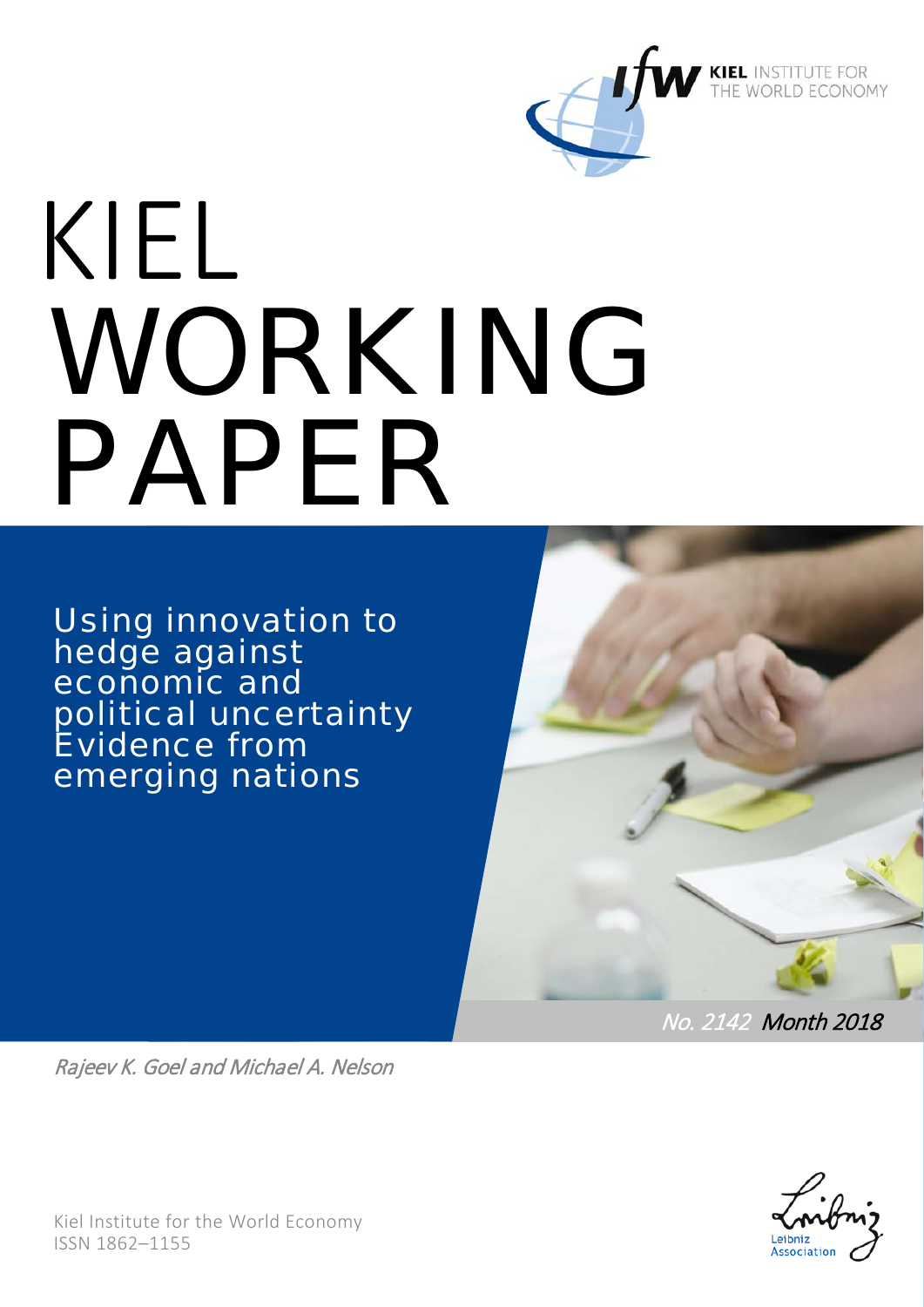KIEL INSTITUTE FOR THE WORLD ECONOMY

# KIEL WORKING PAPER

## Using innovation to hedge against economic and political uncertainty Evidence from emerging nations

*No. 2142 Month 2018*

*Rajeev K. Goel and Michael A. Nelson*

Kiel Institute for the World Economy
ISSN 1862–1155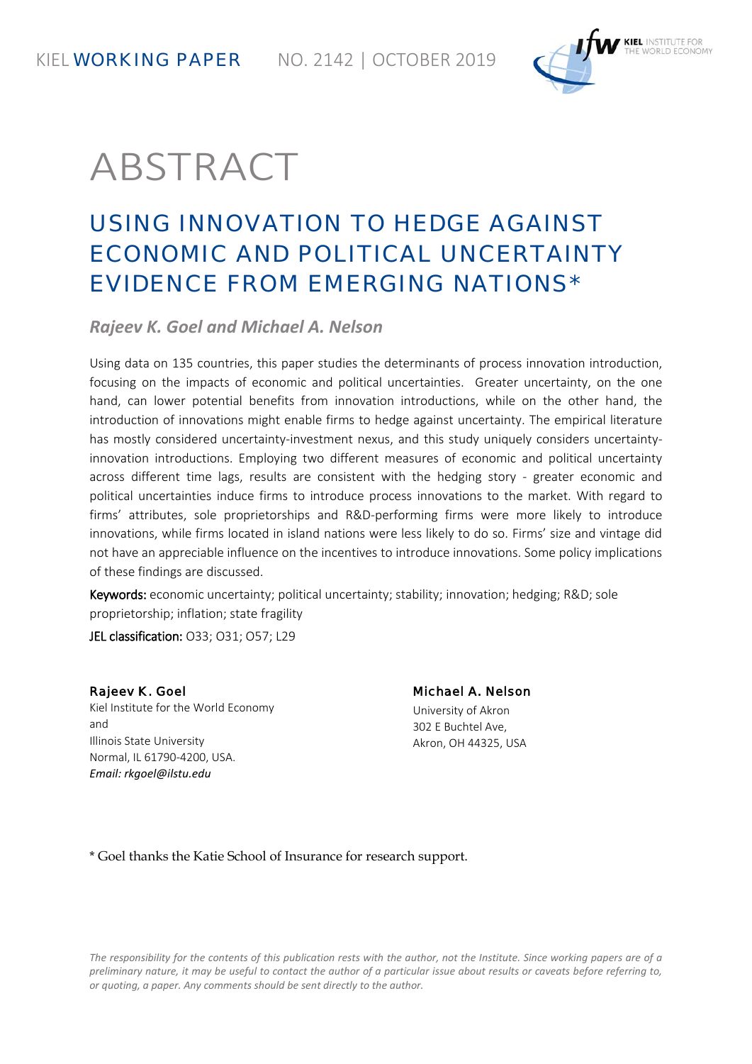KIEL WORKING PAPER NO. 2142 | OCTOBER 2019

# ABSTRACT

## USING INNOVATION TO HEDGE AGAINST ECONOMIC AND POLITICAL UNCERTAINTY EVIDENCE FROM EMERGING NATIONS*

***Rajeev K. Goel and Michael A. Nelson***

Using data on 135 countries, this paper studies the determinants of process innovation introduction, focusing on the impacts of economic and political uncertainties. Greater uncertainty, on the one hand, can lower potential benefits from innovation introductions, while on the other hand, the introduction of innovations might enable firms to hedge against uncertainty. The empirical literature has mostly considered uncertainty-investment nexus, and this study uniquely considers uncertainty-innovation introductions. Employing two different measures of economic and political uncertainty across different time lags, results are consistent with the hedging story - greater economic and political uncertainties induce firms to introduce process innovations to the market. With regard to firms' attributes, sole proprietorships and R&D-performing firms were more likely to introduce innovations, while firms located in island nations were less likely to do so. Firms' size and vintage did not have an appreciable influence on the incentives to introduce innovations. Some policy implications of these findings are discussed.

**Keywords:** economic uncertainty; political uncertainty; stability; innovation; hedging; R&D; sole proprietorship; inflation; state fragility

**JEL classification:** O33; O31; O57; L29

**Rajeev K. Goel**
Kiel Institute for the World Economy
and
Illinois State University
Normal, IL 61790-4200, USA.
*Email: rkgoel@ilstu.edu*

**Michael A. Nelson**
University of Akron
302 E Buchtel Ave,
Akron, OH 44325, USA

* Goel thanks the Katie School of Insurance for research support.

*The responsibility for the contents of this publication rests with the author, not the Institute. Since working papers are of a preliminary nature, it may be useful to contact the author of a particular issue about results or caveats before referring to, or quoting, a paper. Any comments should be sent directly to the author.*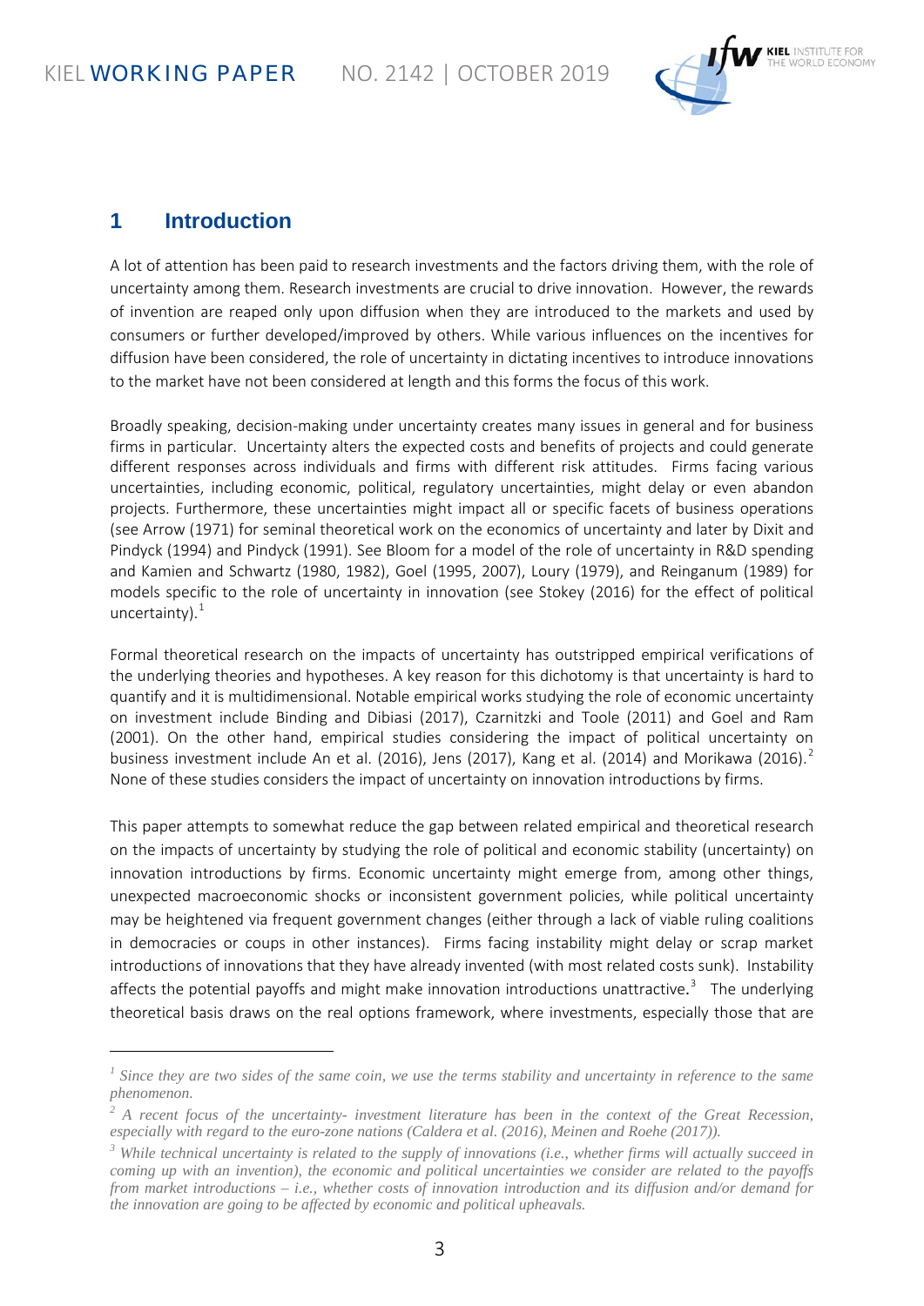# 1 Introduction

A lot of attention has been paid to research investments and the factors driving them, with the role of uncertainty among them. Research investments are crucial to drive innovation. However, the rewards of invention are reaped only upon diffusion when they are introduced to the markets and used by consumers or further developed/improved by others. While various influences on the incentives for diffusion have been considered, the role of uncertainty in dictating incentives to introduce innovations to the market have not been considered at length and this forms the focus of this work.

Broadly speaking, decision-making under uncertainty creates many issues in general and for business firms in particular. Uncertainty alters the expected costs and benefits of projects and could generate different responses across individuals and firms with different risk attitudes. Firms facing various uncertainties, including economic, political, regulatory uncertainties, might delay or even abandon projects. Furthermore, these uncertainties might impact all or specific facets of business operations (see Arrow (1971) for seminal theoretical work on the economics of uncertainty and later by Dixit and Pindyck (1994) and Pindyck (1991). See Bloom for a model of the role of uncertainty in R&D spending and Kamien and Schwartz (1980, 1982), Goel (1995, 2007), Loury (1979), and Reinganum (1989) for models specific to the role of uncertainty in innovation (see Stokey (2016) for the effect of political uncertainty).[1]

Formal theoretical research on the impacts of uncertainty has outstripped empirical verifications of the underlying theories and hypotheses. A key reason for this dichotomy is that uncertainty is hard to quantify and it is multidimensional. Notable empirical works studying the role of economic uncertainty on investment include Binding and Dibiasi (2017), Czarnitzki and Toole (2011) and Goel and Ram (2001). On the other hand, empirical studies considering the impact of political uncertainty on business investment include An et al. (2016), Jens (2017), Kang et al. (2014) and Morikawa (2016).[2] None of these studies considers the impact of uncertainty on innovation introductions by firms.

This paper attempts to somewhat reduce the gap between related empirical and theoretical research on the impacts of uncertainty by studying the role of political and economic stability (uncertainty) on innovation introductions by firms. Economic uncertainty might emerge from, among other things, unexpected macroeconomic shocks or inconsistent government policies, while political uncertainty may be heightened via frequent government changes (either through a lack of viable ruling coalitions in democracies or coups in other instances). Firms facing instability might delay or scrap market introductions of innovations that they have already invented (with most related costs sunk). Instability affects the potential payoffs and might make innovation introductions unattractive.[3] The underlying theoretical basis draws on the real options framework, where investments, especially those that are

---

[1] *Since they are two sides of the same coin, we use the terms stability and uncertainty in reference to the same phenomenon.*

[2] *A recent focus of the uncertainty- investment literature has been in the context of the Great Recession, especially with regard to the euro-zone nations (Caldera et al. (2016), Meinen and Roehe (2017)).*

[3] *While technical uncertainty is related to the supply of innovations (i.e., whether firms will actually succeed in coming up with an invention), the economic and political uncertainties we consider are related to the payoffs from market introductions – i.e., whether costs of innovation introduction and its diffusion and/or demand for the innovation are going to be affected by economic and political upheavals.*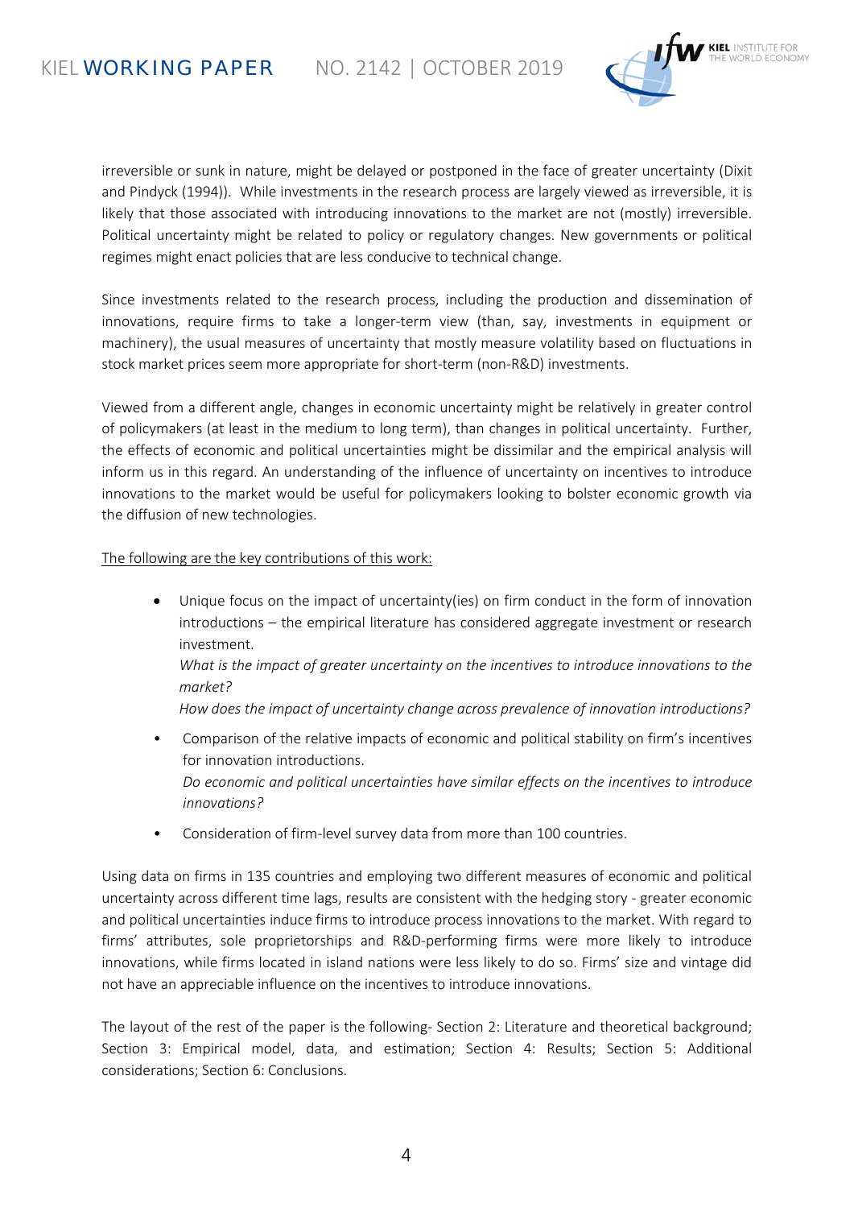irreversible or sunk in nature, might be delayed or postponed in the face of greater uncertainty (Dixit and Pindyck (1994)). While investments in the research process are largely viewed as irreversible, it is likely that those associated with introducing innovations to the market are not (mostly) irreversible. Political uncertainty might be related to policy or regulatory changes. New governments or political regimes might enact policies that are less conducive to technical change.

Since investments related to the research process, including the production and dissemination of innovations, require firms to take a longer-term view (than, say, investments in equipment or machinery), the usual measures of uncertainty that mostly measure volatility based on fluctuations in stock market prices seem more appropriate for short-term (non-R&D) investments.

Viewed from a different angle, changes in economic uncertainty might be relatively in greater control of policymakers (at least in the medium to long term), than changes in political uncertainty. Further, the effects of economic and political uncertainties might be dissimilar and the empirical analysis will inform us in this regard. An understanding of the influence of uncertainty on incentives to introduce innovations to the market would be useful for policymakers looking to bolster economic growth via the diffusion of new technologies.

<u>The following are the key contributions of this work:</u>

- Unique focus on the impact of uncertainty(ies) on firm conduct in the form of innovation introductions – the empirical literature has considered aggregate investment or research investment.
  *What is the impact of greater uncertainty on the incentives to introduce innovations to the market?*
  *How does the impact of uncertainty change across prevalence of innovation introductions?*
- Comparison of the relative impacts of economic and political stability on firm's incentives for innovation introductions.
  *Do economic and political uncertainties have similar effects on the incentives to introduce innovations?*
- Consideration of firm-level survey data from more than 100 countries.

Using data on firms in 135 countries and employing two different measures of economic and political uncertainty across different time lags, results are consistent with the hedging story - greater economic and political uncertainties induce firms to introduce process innovations to the market. With regard to firms' attributes, sole proprietorships and R&D-performing firms were more likely to introduce innovations, while firms located in island nations were less likely to do so. Firms' size and vintage did not have an appreciable influence on the incentives to introduce innovations.

The layout of the rest of the paper is the following- Section 2: Literature and theoretical background; Section 3: Empirical model, data, and estimation; Section 4: Results; Section 5: Additional considerations; Section 6: Conclusions.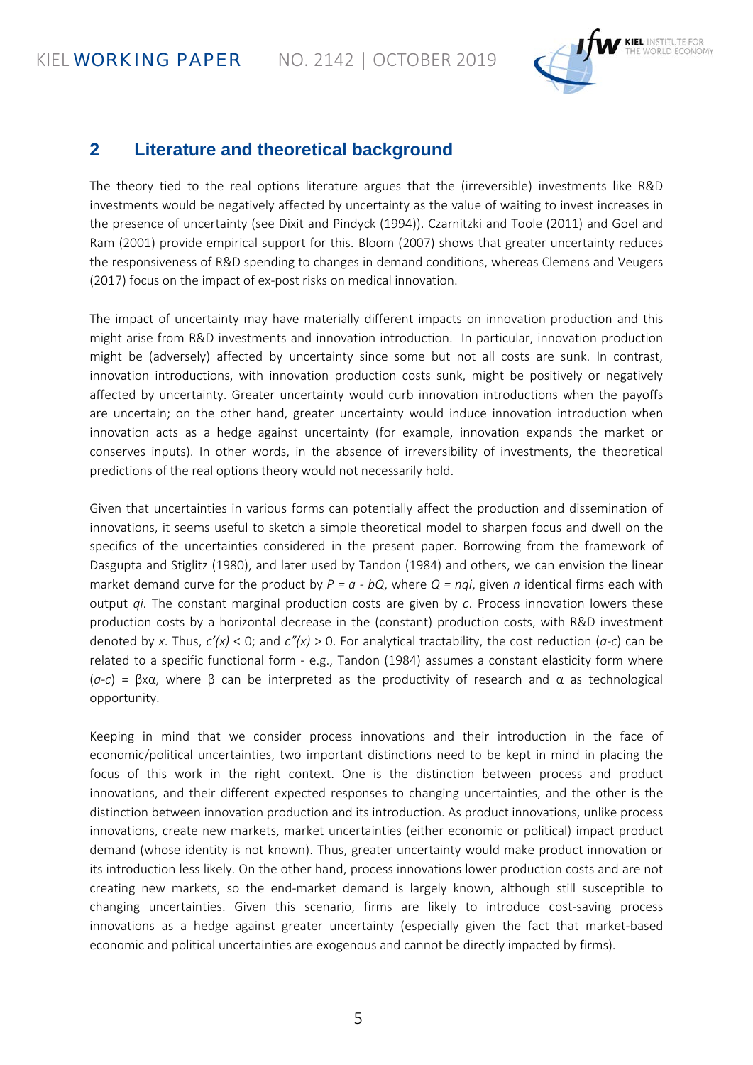## 2 Literature and theoretical background

The theory tied to the real options literature argues that the (irreversible) investments like R&D investments would be negatively affected by uncertainty as the value of waiting to invest increases in the presence of uncertainty (see Dixit and Pindyck (1994)). Czarnitzki and Toole (2011) and Goel and Ram (2001) provide empirical support for this. Bloom (2007) shows that greater uncertainty reduces the responsiveness of R&D spending to changes in demand conditions, whereas Clemens and Veugers (2017) focus on the impact of ex-post risks on medical innovation.

The impact of uncertainty may have materially different impacts on innovation production and this might arise from R&D investments and innovation introduction. In particular, innovation production might be (adversely) affected by uncertainty since some but not all costs are sunk. In contrast, innovation introductions, with innovation production costs sunk, might be positively or negatively affected by uncertainty. Greater uncertainty would curb innovation introductions when the payoffs are uncertain; on the other hand, greater uncertainty would induce innovation introduction when innovation acts as a hedge against uncertainty (for example, innovation expands the market or conserves inputs). In other words, in the absence of irreversibility of investments, the theoretical predictions of the real options theory would not necessarily hold.

Given that uncertainties in various forms can potentially affect the production and dissemination of innovations, it seems useful to sketch a simple theoretical model to sharpen focus and dwell on the specifics of the uncertainties considered in the present paper. Borrowing from the framework of Dasgupta and Stiglitz (1980), and later used by Tandon (1984) and others, we can envision the linear market demand curve for the product by $P = a - bQ$, where $Q = nqi$, given $n$ identical firms each with output $qi$. The constant marginal production costs are given by $c$. Process innovation lowers these production costs by a horizontal decrease in the (constant) production costs, with R&D investment denoted by $x$. Thus, $c'(x) < 0$; and $c''(x) > 0$. For analytical tractability, the cost reduction ($a$-$c$) can be related to a specific functional form - e.g., Tandon (1984) assumes a constant elasticity form where ($a$-$c$) = $\beta x \alpha$, where $\beta$ can be interpreted as the productivity of research and $\alpha$ as technological opportunity.

Keeping in mind that we consider process innovations and their introduction in the face of economic/political uncertainties, two important distinctions need to be kept in mind in placing the focus of this work in the right context. One is the distinction between process and product innovations, and their different expected responses to changing uncertainties, and the other is the distinction between innovation production and its introduction. As product innovations, unlike process innovations, create new markets, market uncertainties (either economic or political) impact product demand (whose identity is not known). Thus, greater uncertainty would make product innovation or its introduction less likely. On the other hand, process innovations lower production costs and are not creating new markets, so the end-market demand is largely known, although still susceptible to changing uncertainties. Given this scenario, firms are likely to introduce cost-saving process innovations as a hedge against greater uncertainty (especially given the fact that market-based economic and political uncertainties are exogenous and cannot be directly impacted by firms).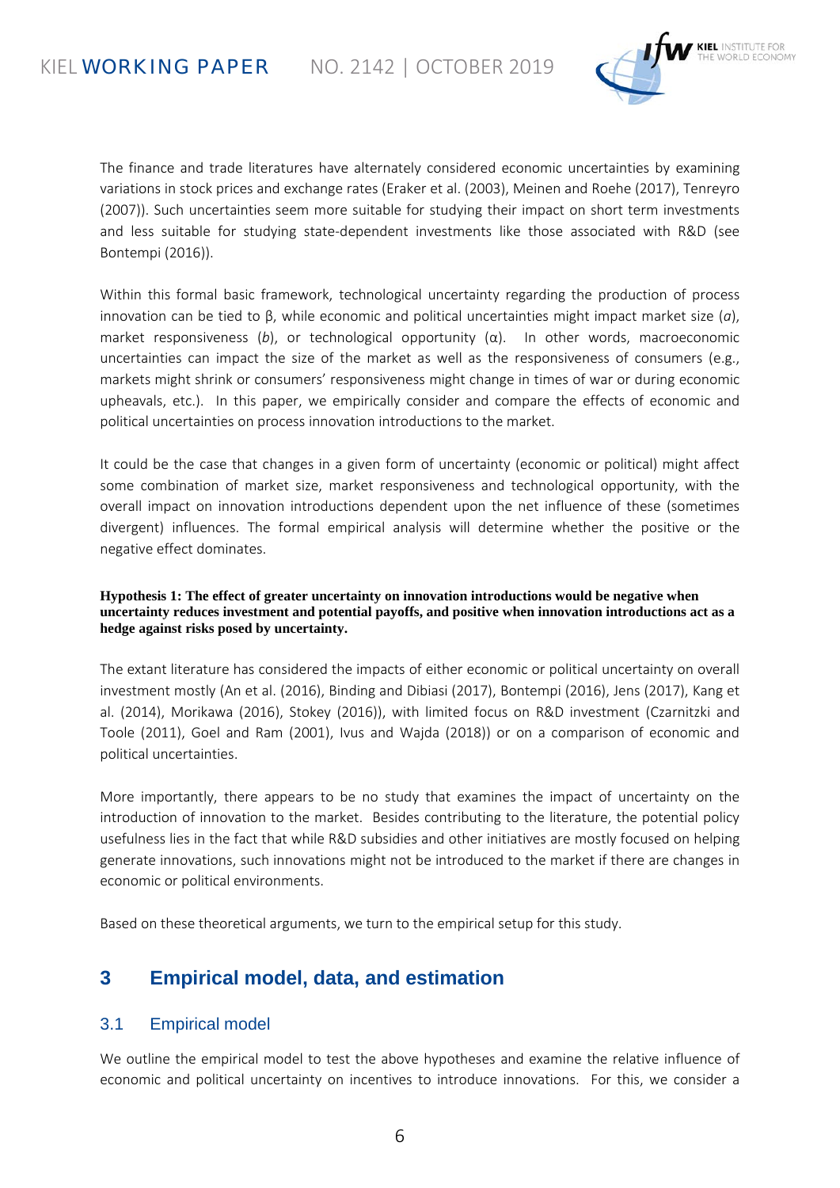The finance and trade literatures have alternately considered economic uncertainties by examining variations in stock prices and exchange rates (Eraker et al. (2003), Meinen and Roehe (2017), Tenreyro (2007)). Such uncertainties seem more suitable for studying their impact on short term investments and less suitable for studying state-dependent investments like those associated with R&D (see Bontempi (2016)).

Within this formal basic framework, technological uncertainty regarding the production of process innovation can be tied to $\beta$, while economic and political uncertainties might impact market size ($a$), market responsiveness ($b$), or technological opportunity ($\alpha$). In other words, macroeconomic uncertainties can impact the size of the market as well as the responsiveness of consumers (e.g., markets might shrink or consumers' responsiveness might change in times of war or during economic upheavals, etc.). In this paper, we empirically consider and compare the effects of economic and political uncertainties on process innovation introductions to the market.

It could be the case that changes in a given form of uncertainty (economic or political) might affect some combination of market size, market responsiveness and technological opportunity, with the overall impact on innovation introductions dependent upon the net influence of these (sometimes divergent) influences. The formal empirical analysis will determine whether the positive or the negative effect dominates.

**Hypothesis 1: The effect of greater uncertainty on innovation introductions would be negative when uncertainty reduces investment and potential payoffs, and positive when innovation introductions act as a hedge against risks posed by uncertainty.**

The extant literature has considered the impacts of either economic or political uncertainty on overall investment mostly (An et al. (2016), Binding and Dibiasi (2017), Bontempi (2016), Jens (2017), Kang et al. (2014), Morikawa (2016), Stokey (2016)), with limited focus on R&D investment (Czarnitzki and Toole (2011), Goel and Ram (2001), Ivus and Wajda (2018)) or on a comparison of economic and political uncertainties.

More importantly, there appears to be no study that examines the impact of uncertainty on the introduction of innovation to the market. Besides contributing to the literature, the potential policy usefulness lies in the fact that while R&D subsidies and other initiatives are mostly focused on helping generate innovations, such innovations might not be introduced to the market if there are changes in economic or political environments.

Based on these theoretical arguments, we turn to the empirical setup for this study.

## 3 Empirical model, data, and estimation

### 3.1 Empirical model

We outline the empirical model to test the above hypotheses and examine the relative influence of economic and political uncertainty on incentives to introduce innovations. For this, we consider a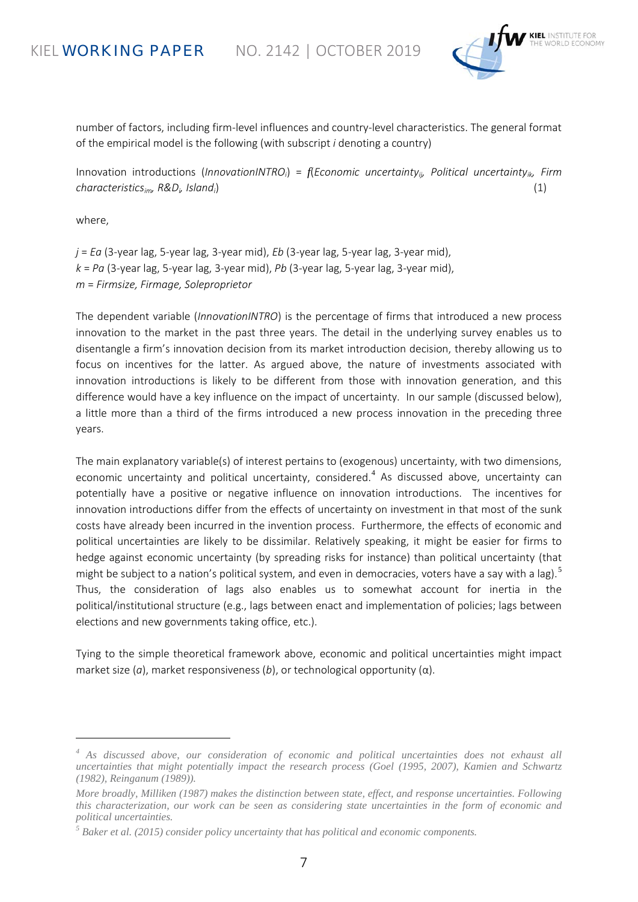number of factors, including firm-level influences and country-level characteristics. The general format of the empirical model is the following (with subscript *i* denoting a country)

Innovation introductions ($InnovationINTRO_i$) = $f$($Economic\ uncertainty_{ij}$, $Political\ uncertainty_{ik}$, $Firm\ characteristics_{im}$, $R\&D_i$, $Island_i$) (1)

where,

$j$ = *Ea* (3-year lag, 5-year lag, 3-year mid), *Eb* (3-year lag, 5-year lag, 3-year mid),
$k$ = *Pa* (3-year lag, 5-year lag, 3-year mid), *Pb* (3-year lag, 5-year lag, 3-year mid),
$m$ = *Firmsize, Firmage, Soleproprietor*

The dependent variable (*InnovationINTRO*) is the percentage of firms that introduced a new process innovation to the market in the past three years. The detail in the underlying survey enables us to disentangle a firm's innovation decision from its market introduction decision, thereby allowing us to focus on incentives for the latter. As argued above, the nature of investments associated with innovation introductions is likely to be different from those with innovation generation, and this difference would have a key influence on the impact of uncertainty. In our sample (discussed below), a little more than a third of the firms introduced a new process innovation in the preceding three years.

The main explanatory variable(s) of interest pertains to (exogenous) uncertainty, with two dimensions, economic uncertainty and political uncertainty, considered.[4] As discussed above, uncertainty can potentially have a positive or negative influence on innovation introductions. The incentives for innovation introductions differ from the effects of uncertainty on investment in that most of the sunk costs have already been incurred in the invention process. Furthermore, the effects of economic and political uncertainties are likely to be dissimilar. Relatively speaking, it might be easier for firms to hedge against economic uncertainty (by spreading risks for instance) than political uncertainty (that might be subject to a nation's political system, and even in democracies, voters have a say with a lag).[5] Thus, the consideration of lags also enables us to somewhat account for inertia in the political/institutional structure (e.g., lags between enact and implementation of policies; lags between elections and new governments taking office, etc.).

Tying to the simple theoretical framework above, economic and political uncertainties might impact market size ($a$), market responsiveness ($b$), or technological opportunity ($\alpha$).

---

[4] *As discussed above, our consideration of economic and political uncertainties does not exhaust all uncertainties that might potentially impact the research process (Goel (1995, 2007), Kamien and Schwartz (1982), Reinganum (1989)).*

*More broadly, Milliken (1987) makes the distinction between state, effect, and response uncertainties. Following this characterization, our work can be seen as considering state uncertainties in the form of economic and political uncertainties.*

[5] *Baker et al. (2015) consider policy uncertainty that has political and economic components.*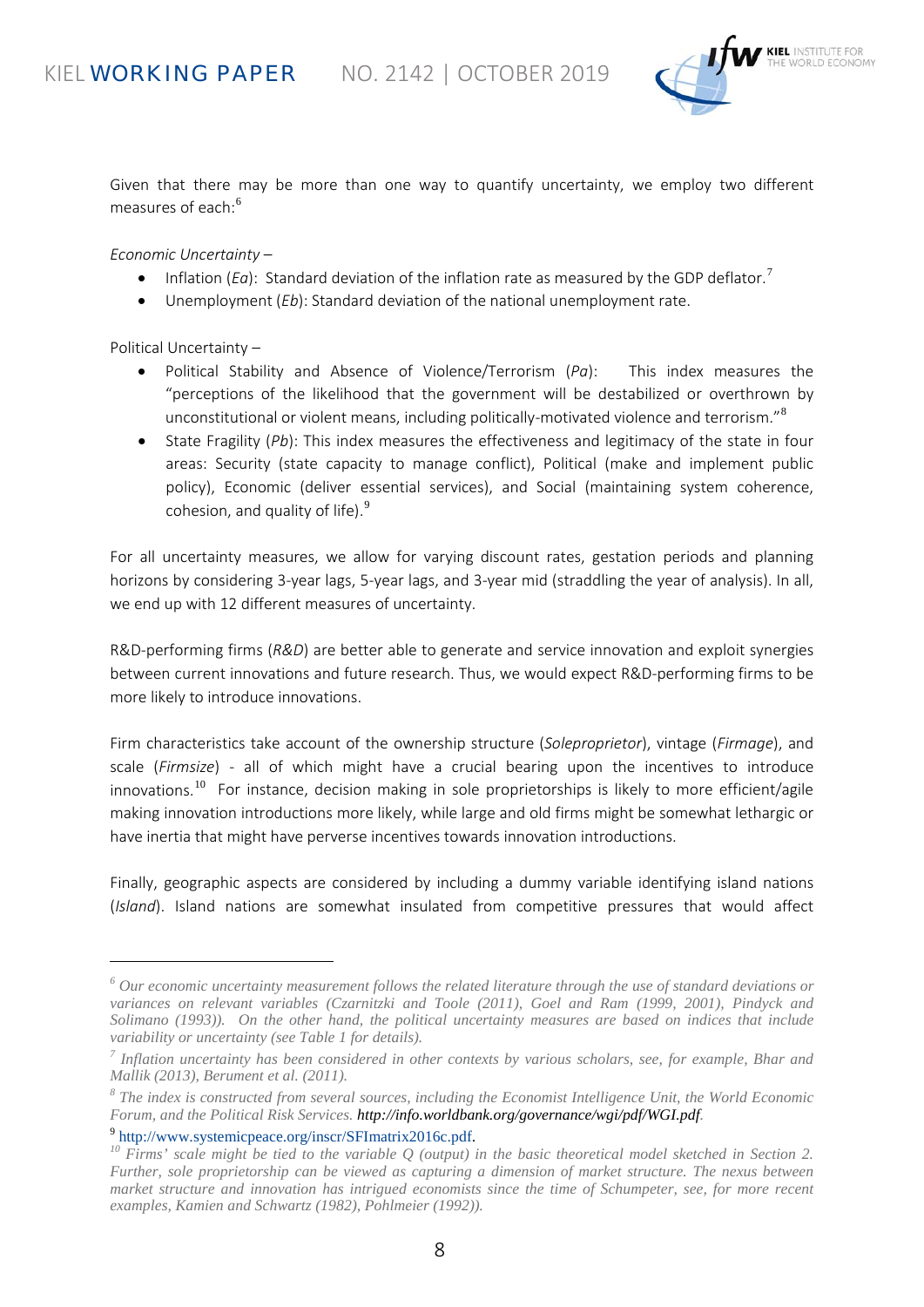Given that there may be more than one way to quantify uncertainty, we employ two different measures of each:[6]

*Economic Uncertainty* –

- Inflation (*Ea*): Standard deviation of the inflation rate as measured by the GDP deflator.[7]
- Unemployment (*Eb*): Standard deviation of the national unemployment rate.

Political Uncertainty –

- Political Stability and Absence of Violence/Terrorism (*Pa*): This index measures the "perceptions of the likelihood that the government will be destabilized or overthrown by unconstitutional or violent means, including politically-motivated violence and terrorism."[8]
- State Fragility (*Pb*): This index measures the effectiveness and legitimacy of the state in four areas: Security (state capacity to manage conflict), Political (make and implement public policy), Economic (deliver essential services), and Social (maintaining system coherence, cohesion, and quality of life).[9]

For all uncertainty measures, we allow for varying discount rates, gestation periods and planning horizons by considering 3-year lags, 5-year lags, and 3-year mid (straddling the year of analysis). In all, we end up with 12 different measures of uncertainty.

R&D-performing firms (*R&D*) are better able to generate and service innovation and exploit synergies between current innovations and future research. Thus, we would expect R&D-performing firms to be more likely to introduce innovations.

Firm characteristics take account of the ownership structure (*Soleproprietor*), vintage (*Firmage*), and scale (*Firmsize*) - all of which might have a crucial bearing upon the incentives to introduce innovations.[10] For instance, decision making in sole proprietorships is likely to more efficient/agile making innovation introductions more likely, while large and old firms might be somewhat lethargic or have inertia that might have perverse incentives towards innovation introductions.

Finally, geographic aspects are considered by including a dummy variable identifying island nations (*Island*). Island nations are somewhat insulated from competitive pressures that would affect

---

[6] *Our economic uncertainty measurement follows the related literature through the use of standard deviations or variances on relevant variables (Czarnitzki and Toole (2011), Goel and Ram (1999, 2001), Pindyck and Solimano (1993)). On the other hand, the political uncertainty measures are based on indices that include variability or uncertainty (see Table 1 for details).*

[7] *Inflation uncertainty has been considered in other contexts by various scholars, see, for example, Bhar and Mallik (2013), Berument et al. (2011).*

[8] *The index is constructed from several sources, including the Economist Intelligence Unit, the World Economic Forum, and the Political Risk Services. http://info.worldbank.org/governance/wgi/pdf/WGI.pdf.*

[9] http://www.systemicpeace.org/inscr/SFImatrix2016c.pdf.

[10] *Firms' scale might be tied to the variable Q (output) in the basic theoretical model sketched in Section 2. Further, sole proprietorship can be viewed as capturing a dimension of market structure. The nexus between market structure and innovation has intrigued economists since the time of Schumpeter, see, for more recent examples, Kamien and Schwartz (1982), Pohlmeier (1992)).*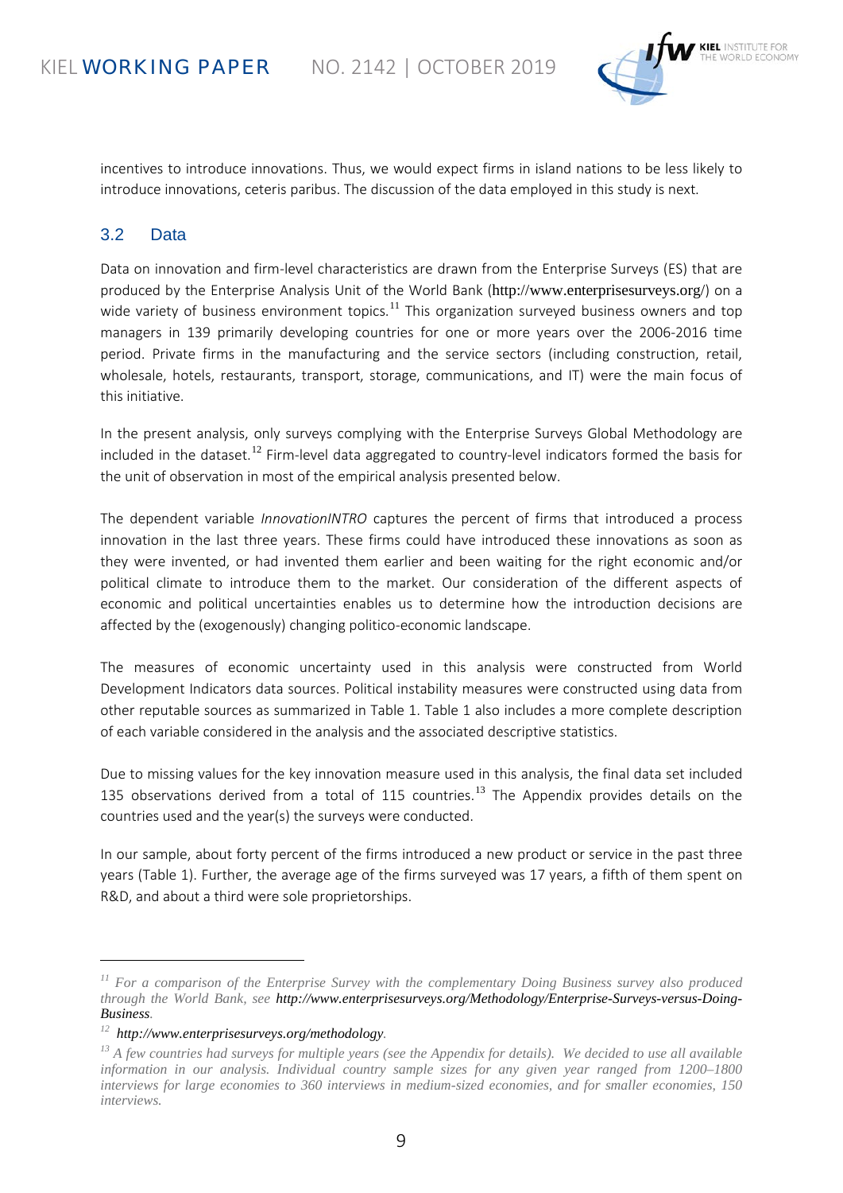incentives to introduce innovations. Thus, we would expect firms in island nations to be less likely to introduce innovations, ceteris paribus. The discussion of the data employed in this study is next.

## 3.2 Data

Data on innovation and firm-level characteristics are drawn from the Enterprise Surveys (ES) that are produced by the Enterprise Analysis Unit of the World Bank (http://www.enterprisesurveys.org/) on a wide variety of business environment topics.[11] This organization surveyed business owners and top managers in 139 primarily developing countries for one or more years over the 2006-2016 time period. Private firms in the manufacturing and the service sectors (including construction, retail, wholesale, hotels, restaurants, transport, storage, communications, and IT) were the main focus of this initiative.

In the present analysis, only surveys complying with the Enterprise Surveys Global Methodology are included in the dataset.[12] Firm-level data aggregated to country-level indicators formed the basis for the unit of observation in most of the empirical analysis presented below.

The dependent variable *InnovationINTRO* captures the percent of firms that introduced a process innovation in the last three years. These firms could have introduced these innovations as soon as they were invented, or had invented them earlier and been waiting for the right economic and/or political climate to introduce them to the market. Our consideration of the different aspects of economic and political uncertainties enables us to determine how the introduction decisions are affected by the (exogenously) changing politico-economic landscape.

The measures of economic uncertainty used in this analysis were constructed from World Development Indicators data sources. Political instability measures were constructed using data from other reputable sources as summarized in Table 1. Table 1 also includes a more complete description of each variable considered in the analysis and the associated descriptive statistics.

Due to missing values for the key innovation measure used in this analysis, the final data set included 135 observations derived from a total of 115 countries.[13] The Appendix provides details on the countries used and the year(s) the surveys were conducted.

In our sample, about forty percent of the firms introduced a new product or service in the past three years (Table 1). Further, the average age of the firms surveyed was 17 years, a fifth of them spent on R&D, and about a third were sole proprietorships.

---

[11] *For a comparison of the Enterprise Survey with the complementary Doing Business survey also produced through the World Bank, see* ***http://www.enterprisesurveys.org/Methodology/Enterprise-Surveys-versus-Doing-Business****.*

[12] ***http://www.enterprisesurveys.org/methodology****.*

[13] *A few countries had surveys for multiple years (see the Appendix for details). We decided to use all available information in our analysis. Individual country sample sizes for any given year ranged from 1200–1800 interviews for large economies to 360 interviews in medium-sized economies, and for smaller economies, 150 interviews.*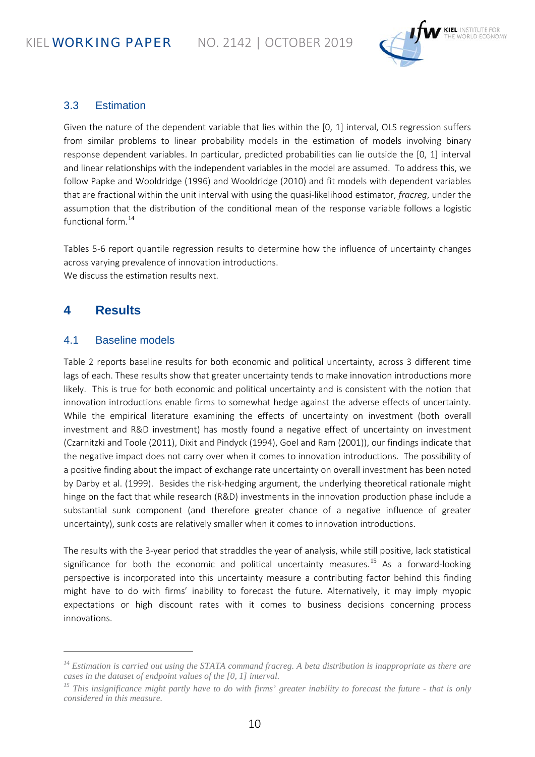### 3.3 Estimation

Given the nature of the dependent variable that lies within the [0, 1] interval, OLS regression suffers from similar problems to linear probability models in the estimation of models involving binary response dependent variables. In particular, predicted probabilities can lie outside the [0, 1] interval and linear relationships with the independent variables in the model are assumed. To address this, we follow Papke and Wooldridge (1996) and Wooldridge (2010) and fit models with dependent variables that are fractional within the unit interval with using the quasi-likelihood estimator, *fracreg*, under the assumption that the distribution of the conditional mean of the response variable follows a logistic functional form.[14]

Tables 5-6 report quantile regression results to determine how the influence of uncertainty changes across varying prevalence of innovation introductions.
We discuss the estimation results next.

## 4 Results

### 4.1 Baseline models

Table 2 reports baseline results for both economic and political uncertainty, across 3 different time lags of each. These results show that greater uncertainty tends to make innovation introductions more likely. This is true for both economic and political uncertainty and is consistent with the notion that innovation introductions enable firms to somewhat hedge against the adverse effects of uncertainty. While the empirical literature examining the effects of uncertainty on investment (both overall investment and R&D investment) has mostly found a negative effect of uncertainty on investment (Czarnitzki and Toole (2011), Dixit and Pindyck (1994), Goel and Ram (2001)), our findings indicate that the negative impact does not carry over when it comes to innovation introductions. The possibility of a positive finding about the impact of exchange rate uncertainty on overall investment has been noted by Darby et al. (1999). Besides the risk-hedging argument, the underlying theoretical rationale might hinge on the fact that while research (R&D) investments in the innovation production phase include a substantial sunk component (and therefore greater chance of a negative influence of greater uncertainty), sunk costs are relatively smaller when it comes to innovation introductions.

The results with the 3-year period that straddles the year of analysis, while still positive, lack statistical significance for both the economic and political uncertainty measures.[15] As a forward-looking perspective is incorporated into this uncertainty measure a contributing factor behind this finding might have to do with firms' inability to forecast the future. Alternatively, it may imply myopic expectations or high discount rates with it comes to business decisions concerning process innovations.

---

[14] *Estimation is carried out using the STATA command fracreg. A beta distribution is inappropriate as there are cases in the dataset of endpoint values of the [0, 1] interval.*

[15] *This insignificance might partly have to do with firms' greater inability to forecast the future - that is only considered in this measure.*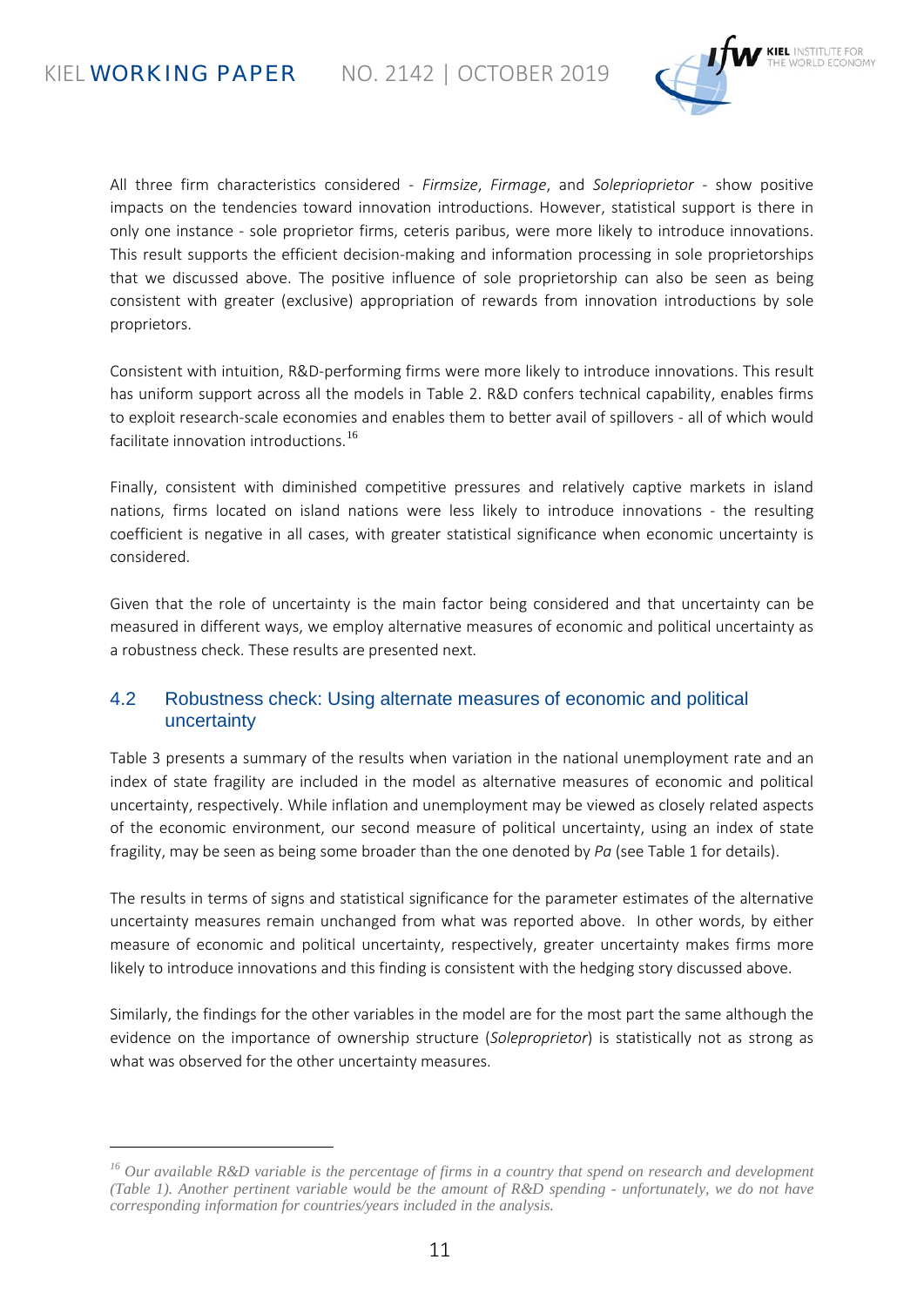All three firm characteristics considered - *Firmsize*, *Firmage*, and *Solepriopríetor* - show positive impacts on the tendencies toward innovation introductions. However, statistical support is there in only one instance - sole proprietor firms, ceteris paribus, were more likely to introduce innovations. This result supports the efficient decision-making and information processing in sole proprietorships that we discussed above. The positive influence of sole proprietorship can also be seen as being consistent with greater (exclusive) appropriation of rewards from innovation introductions by sole proprietors.

Consistent with intuition, R&D-performing firms were more likely to introduce innovations. This result has uniform support across all the models in Table 2. R&D confers technical capability, enables firms to exploit research-scale economies and enables them to better avail of spillovers - all of which would facilitate innovation introductions.[16]

Finally, consistent with diminished competitive pressures and relatively captive markets in island nations, firms located on island nations were less likely to introduce innovations - the resulting coefficient is negative in all cases, with greater statistical significance when economic uncertainty is considered.

Given that the role of uncertainty is the main factor being considered and that uncertainty can be measured in different ways, we employ alternative measures of economic and political uncertainty as a robustness check. These results are presented next.

## 4.2 Robustness check: Using alternate measures of economic and political uncertainty

Table 3 presents a summary of the results when variation in the national unemployment rate and an index of state fragility are included in the model as alternative measures of economic and political uncertainty, respectively. While inflation and unemployment may be viewed as closely related aspects of the economic environment, our second measure of political uncertainty, using an index of state fragility, may be seen as being some broader than the one denoted by *Pa* (see Table 1 for details).

The results in terms of signs and statistical significance for the parameter estimates of the alternative uncertainty measures remain unchanged from what was reported above. In other words, by either measure of economic and political uncertainty, respectively, greater uncertainty makes firms more likely to introduce innovations and this finding is consistent with the hedging story discussed above.

Similarly, the findings for the other variables in the model are for the most part the same although the evidence on the importance of ownership structure (*Soleproprietor*) is statistically not as strong as what was observed for the other uncertainty measures.

---

[16] *Our available R&D variable is the percentage of firms in a country that spend on research and development (Table 1). Another pertinent variable would be the amount of R&D spending - unfortunately, we do not have corresponding information for countries/years included in the analysis.*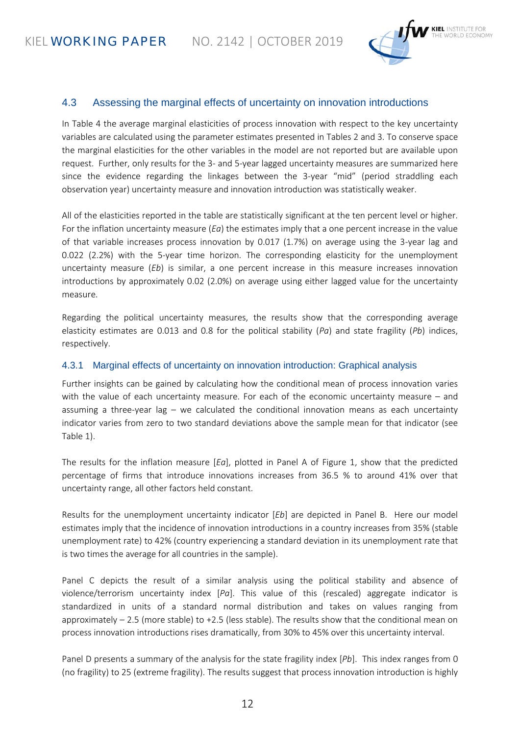### 4.3 Assessing the marginal effects of uncertainty on innovation introductions

In Table 4 the average marginal elasticities of process innovation with respect to the key uncertainty variables are calculated using the parameter estimates presented in Tables 2 and 3. To conserve space the marginal elasticities for the other variables in the model are not reported but are available upon request. Further, only results for the 3- and 5-year lagged uncertainty measures are summarized here since the evidence regarding the linkages between the 3-year "mid" (period straddling each observation year) uncertainty measure and innovation introduction was statistically weaker.

All of the elasticities reported in the table are statistically significant at the ten percent level or higher. For the inflation uncertainty measure (*Ea*) the estimates imply that a one percent increase in the value of that variable increases process innovation by 0.017 (1.7%) on average using the 3-year lag and 0.022 (2.2%) with the 5-year time horizon. The corresponding elasticity for the unemployment uncertainty measure (*Eb*) is similar, a one percent increase in this measure increases innovation introductions by approximately 0.02 (2.0%) on average using either lagged value for the uncertainty measure.

Regarding the political uncertainty measures, the results show that the corresponding average elasticity estimates are 0.013 and 0.8 for the political stability (*Pa*) and state fragility (*Pb*) indices, respectively.

#### 4.3.1 Marginal effects of uncertainty on innovation introduction: Graphical analysis

Further insights can be gained by calculating how the conditional mean of process innovation varies with the value of each uncertainty measure. For each of the economic uncertainty measure – and assuming a three-year lag – we calculated the conditional innovation means as each uncertainty indicator varies from zero to two standard deviations above the sample mean for that indicator (see Table 1).

The results for the inflation measure [*Ea*], plotted in Panel A of Figure 1, show that the predicted percentage of firms that introduce innovations increases from 36.5 % to around 41% over that uncertainty range, all other factors held constant.

Results for the unemployment uncertainty indicator [*Eb*] are depicted in Panel B. Here our model estimates imply that the incidence of innovation introductions in a country increases from 35% (stable unemployment rate) to 42% (country experiencing a standard deviation in its unemployment rate that is two times the average for all countries in the sample).

Panel C depicts the result of a similar analysis using the political stability and absence of violence/terrorism uncertainty index [*Pa*]. This value of this (rescaled) aggregate indicator is standardized in units of a standard normal distribution and takes on values ranging from approximately – 2.5 (more stable) to +2.5 (less stable). The results show that the conditional mean on process innovation introductions rises dramatically, from 30% to 45% over this uncertainty interval.

Panel D presents a summary of the analysis for the state fragility index [*Pb*]. This index ranges from 0 (no fragility) to 25 (extreme fragility). The results suggest that process innovation introduction is highly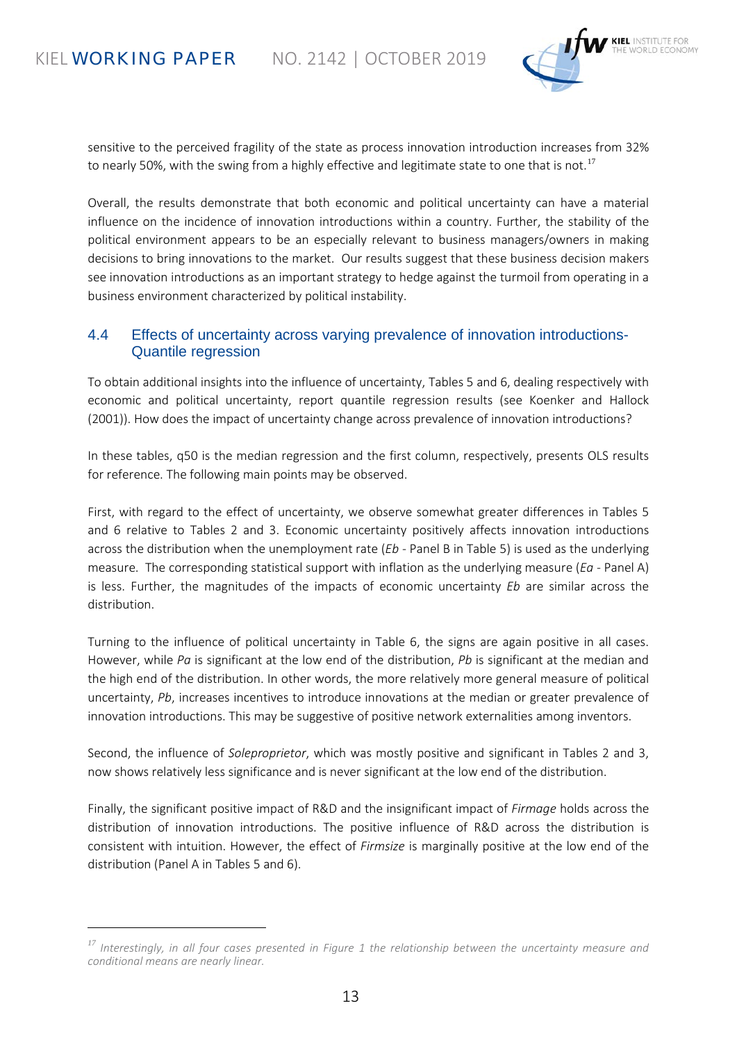sensitive to the perceived fragility of the state as process innovation introduction increases from 32% to nearly 50%, with the swing from a highly effective and legitimate state to one that is not.[17]

Overall, the results demonstrate that both economic and political uncertainty can have a material influence on the incidence of innovation introductions within a country. Further, the stability of the political environment appears to be an especially relevant to business managers/owners in making decisions to bring innovations to the market. Our results suggest that these business decision makers see innovation introductions as an important strategy to hedge against the turmoil from operating in a business environment characterized by political instability.

### 4.4 Effects of uncertainty across varying prevalence of innovation introductions- Quantile regression

To obtain additional insights into the influence of uncertainty, Tables 5 and 6, dealing respectively with economic and political uncertainty, report quantile regression results (see Koenker and Hallock (2001)). How does the impact of uncertainty change across prevalence of innovation introductions?

In these tables, q50 is the median regression and the first column, respectively, presents OLS results for reference. The following main points may be observed.

First, with regard to the effect of uncertainty, we observe somewhat greater differences in Tables 5 and 6 relative to Tables 2 and 3. Economic uncertainty positively affects innovation introductions across the distribution when the unemployment rate (*Eb* - Panel B in Table 5) is used as the underlying measure. The corresponding statistical support with inflation as the underlying measure (*Ea* - Panel A) is less. Further, the magnitudes of the impacts of economic uncertainty *Eb* are similar across the distribution.

Turning to the influence of political uncertainty in Table 6, the signs are again positive in all cases. However, while *Pa* is significant at the low end of the distribution, *Pb* is significant at the median and the high end of the distribution. In other words, the more relatively more general measure of political uncertainty, *Pb*, increases incentives to introduce innovations at the median or greater prevalence of innovation introductions. This may be suggestive of positive network externalities among inventors.

Second, the influence of *Soleproprietor*, which was mostly positive and significant in Tables 2 and 3, now shows relatively less significance and is never significant at the low end of the distribution.

Finally, the significant positive impact of R&D and the insignificant impact of *Firmage* holds across the distribution of innovation introductions. The positive influence of R&D across the distribution is consistent with intuition. However, the effect of *Firmsize* is marginally positive at the low end of the distribution (Panel A in Tables 5 and 6).

---

[17] *Interestingly, in all four cases presented in Figure 1 the relationship between the uncertainty measure and conditional means are nearly linear.*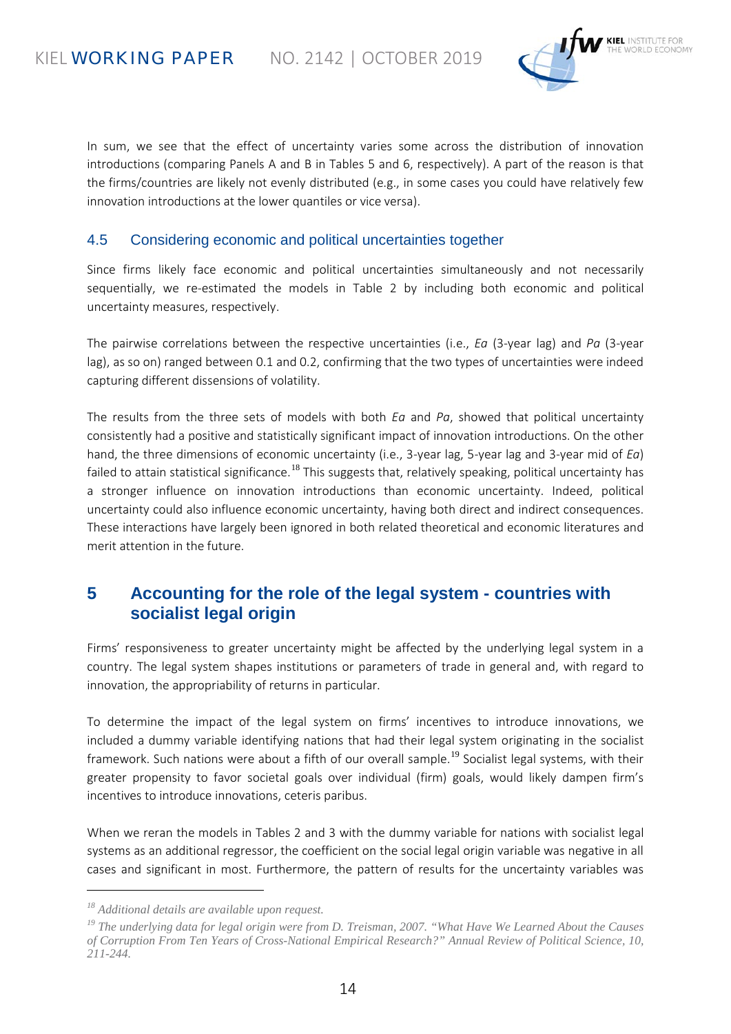In sum, we see that the effect of uncertainty varies some across the distribution of innovation introductions (comparing Panels A and B in Tables 5 and 6, respectively). A part of the reason is that the firms/countries are likely not evenly distributed (e.g., in some cases you could have relatively few innovation introductions at the lower quantiles or vice versa).

### 4.5 Considering economic and political uncertainties together

Since firms likely face economic and political uncertainties simultaneously and not necessarily sequentially, we re-estimated the models in Table 2 by including both economic and political uncertainty measures, respectively.

The pairwise correlations between the respective uncertainties (i.e., *Ea* (3-year lag) and *Pa* (3-year lag), as so on) ranged between 0.1 and 0.2, confirming that the two types of uncertainties were indeed capturing different dissensions of volatility.

The results from the three sets of models with both *Ea* and *Pa*, showed that political uncertainty consistently had a positive and statistically significant impact of innovation introductions. On the other hand, the three dimensions of economic uncertainty (i.e., 3-year lag, 5-year lag and 3-year mid of *Ea*) failed to attain statistical significance.[18] This suggests that, relatively speaking, political uncertainty has a stronger influence on innovation introductions than economic uncertainty. Indeed, political uncertainty could also influence economic uncertainty, having both direct and indirect consequences. These interactions have largely been ignored in both related theoretical and economic literatures and merit attention in the future.

## 5 Accounting for the role of the legal system - countries with socialist legal origin

Firms' responsiveness to greater uncertainty might be affected by the underlying legal system in a country. The legal system shapes institutions or parameters of trade in general and, with regard to innovation, the appropriability of returns in particular.

To determine the impact of the legal system on firms' incentives to introduce innovations, we included a dummy variable identifying nations that had their legal system originating in the socialist framework. Such nations were about a fifth of our overall sample.[19] Socialist legal systems, with their greater propensity to favor societal goals over individual (firm) goals, would likely dampen firm's incentives to introduce innovations, ceteris paribus.

When we reran the models in Tables 2 and 3 with the dummy variable for nations with socialist legal systems as an additional regressor, the coefficient on the social legal origin variable was negative in all cases and significant in most. Furthermore, the pattern of results for the uncertainty variables was

---

[18] *Additional details are available upon request.*

[19] *The underlying data for legal origin were from D. Treisman, 2007. "What Have We Learned About the Causes of Corruption From Ten Years of Cross-National Empirical Research?" Annual Review of Political Science, 10, 211-244.*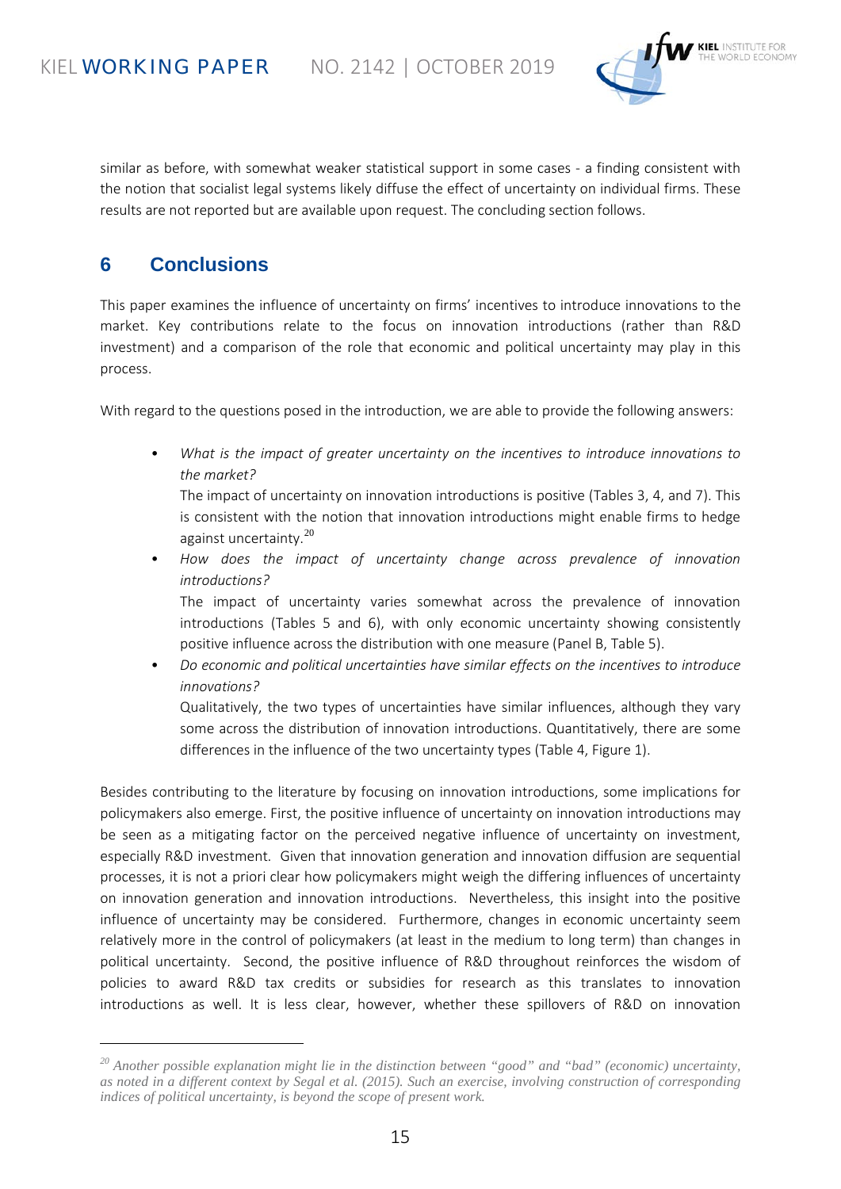similar as before, with somewhat weaker statistical support in some cases - a finding consistent with the notion that socialist legal systems likely diffuse the effect of uncertainty on individual firms. These results are not reported but are available upon request. The concluding section follows.

## 6 Conclusions

This paper examines the influence of uncertainty on firms' incentives to introduce innovations to the market. Key contributions relate to the focus on innovation introductions (rather than R&D investment) and a comparison of the role that economic and political uncertainty may play in this process.

With regard to the questions posed in the introduction, we are able to provide the following answers:

- *What is the impact of greater uncertainty on the incentives to introduce innovations to the market?*
  The impact of uncertainty on innovation introductions is positive (Tables 3, 4, and 7). This is consistent with the notion that innovation introductions might enable firms to hedge against uncertainty.[20]
- *How does the impact of uncertainty change across prevalence of innovation introductions?*
  The impact of uncertainty varies somewhat across the prevalence of innovation introductions (Tables 5 and 6), with only economic uncertainty showing consistently positive influence across the distribution with one measure (Panel B, Table 5).
- *Do economic and political uncertainties have similar effects on the incentives to introduce innovations?*
  Qualitatively, the two types of uncertainties have similar influences, although they vary some across the distribution of innovation introductions. Quantitatively, there are some differences in the influence of the two uncertainty types (Table 4, Figure 1).

Besides contributing to the literature by focusing on innovation introductions, some implications for policymakers also emerge. First, the positive influence of uncertainty on innovation introductions may be seen as a mitigating factor on the perceived negative influence of uncertainty on investment, especially R&D investment. Given that innovation generation and innovation diffusion are sequential processes, it is not a priori clear how policymakers might weigh the differing influences of uncertainty on innovation generation and innovation introductions. Nevertheless, this insight into the positive influence of uncertainty may be considered. Furthermore, changes in economic uncertainty seem relatively more in the control of policymakers (at least in the medium to long term) than changes in political uncertainty. Second, the positive influence of R&D throughout reinforces the wisdom of policies to award R&D tax credits or subsidies for research as this translates to innovation introductions as well. It is less clear, however, whether these spillovers of R&D on innovation

---

[20] *Another possible explanation might lie in the distinction between "good" and "bad" (economic) uncertainty, as noted in a different context by Segal et al. (2015). Such an exercise, involving construction of corresponding indices of political uncertainty, is beyond the scope of present work.*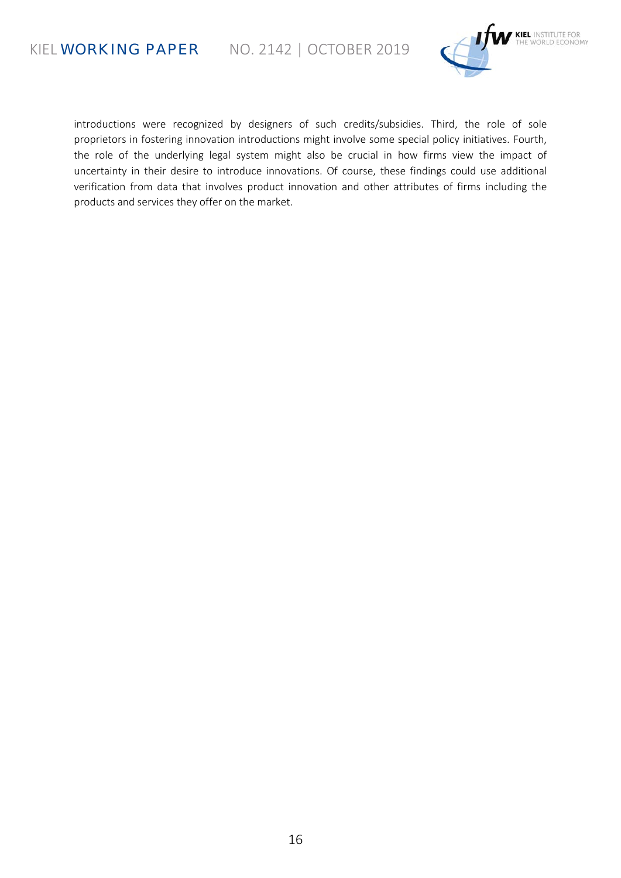introductions were recognized by designers of such credits/subsidies. Third, the role of sole proprietors in fostering innovation introductions might involve some special policy initiatives. Fourth, the role of the underlying legal system might also be crucial in how firms view the impact of uncertainty in their desire to introduce innovations. Of course, these findings could use additional verification from data that involves product innovation and other attributes of firms including the products and services they offer on the market.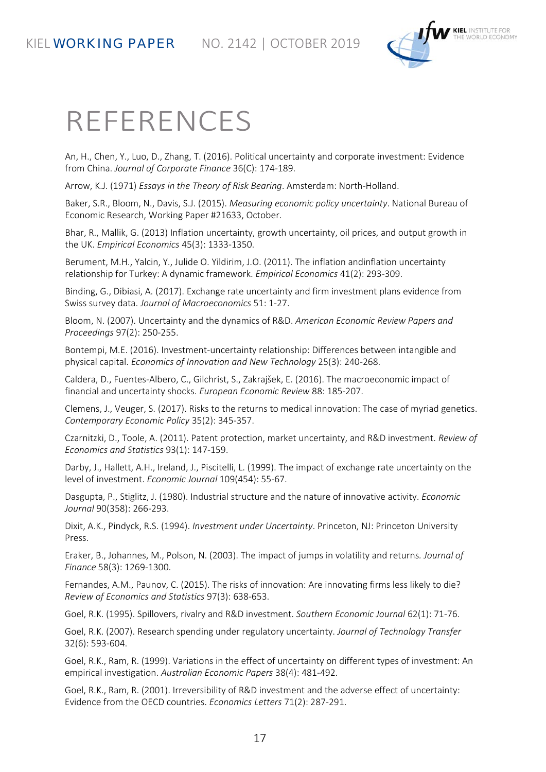# REFERENCES

An, H., Chen, Y., Luo, D., Zhang, T. (2016). Political uncertainty and corporate investment: Evidence from China. *Journal of Corporate Finance* 36(C): 174-189.

Arrow, K.J. (1971) *Essays in the Theory of Risk Bearing*. Amsterdam: North-Holland.

Baker, S.R., Bloom, N., Davis, S.J. (2015). *Measuring economic policy uncertainty*. National Bureau of Economic Research, Working Paper #21633, October.

Bhar, R., Mallik, G. (2013) Inflation uncertainty, growth uncertainty, oil prices, and output growth in the UK. *Empirical Economics* 45(3): 1333-1350.

Berument, M.H., Yalcin, Y., Julide O. Yildirim, J.O. (2011). The inflation andinflation uncertainty relationship for Turkey: A dynamic framework. *Empirical Economics* 41(2): 293-309.

Binding, G., Dibiasi, A. (2017). Exchange rate uncertainty and firm investment plans evidence from Swiss survey data. *Journal of Macroeconomics* 51: 1-27.

Bloom, N. (2007). Uncertainty and the dynamics of R&D. *American Economic Review Papers and Proceedings* 97(2): 250-255.

Bontempi, M.E. (2016). Investment-uncertainty relationship: Differences between intangible and physical capital. *Economics of Innovation and New Technology* 25(3): 240-268.

Caldera, D., Fuentes-Albero, C., Gilchrist, S., Zakrajšek, E. (2016). The macroeconomic impact of financial and uncertainty shocks. *European Economic Review* 88: 185-207.

Clemens, J., Veuger, S. (2017). Risks to the returns to medical innovation: The case of myriad genetics. *Contemporary Economic Policy* 35(2): 345-357.

Czarnitzki, D., Toole, A. (2011). Patent protection, market uncertainty, and R&D investment. *Review of Economics and Statistics* 93(1): 147-159.

Darby, J., Hallett, A.H., Ireland, J., Piscitelli, L. (1999). The impact of exchange rate uncertainty on the level of investment. *Economic Journal* 109(454): 55-67.

Dasgupta, P., Stiglitz, J. (1980). Industrial structure and the nature of innovative activity. *Economic Journal* 90(358): 266-293.

Dixit, A.K., Pindyck, R.S. (1994). *Investment under Uncertainty*. Princeton, NJ: Princeton University Press.

Eraker, B., Johannes, M., Polson, N. (2003). The impact of jumps in volatility and returns. *Journal of Finance* 58(3): 1269-1300.

Fernandes, A.M., Paunov, C. (2015). The risks of innovation: Are innovating firms less likely to die? *Review of Economics and Statistics* 97(3): 638-653.

Goel, R.K. (1995). Spillovers, rivalry and R&D investment. *Southern Economic Journal* 62(1): 71-76.

Goel, R.K. (2007). Research spending under regulatory uncertainty. *Journal of Technology Transfer* 32(6): 593-604.

Goel, R.K., Ram, R. (1999). Variations in the effect of uncertainty on different types of investment: An empirical investigation. *Australian Economic Papers* 38(4): 481-492.

Goel, R.K., Ram, R. (2001). Irreversibility of R&D investment and the adverse effect of uncertainty: Evidence from the OECD countries. *Economics Letters* 71(2): 287-291.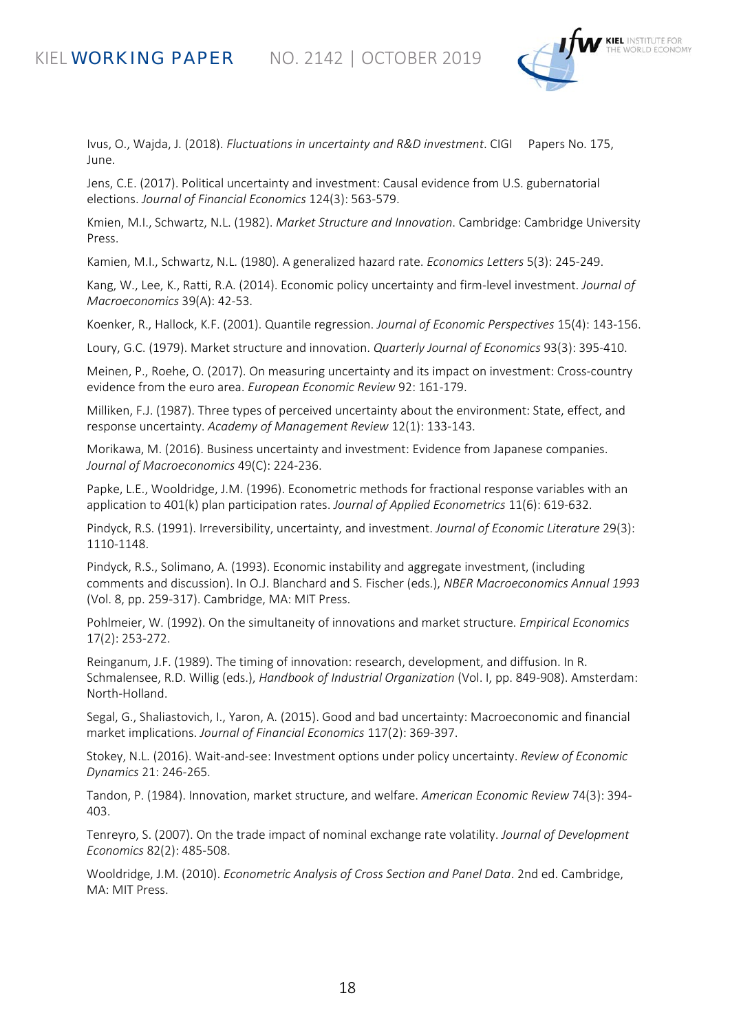Ivus, O., Wajda, J. (2018). *Fluctuations in uncertainty and R&D investment*. CIGI Papers No. 175, June.

Jens, C.E. (2017). Political uncertainty and investment: Causal evidence from U.S. gubernatorial elections. *Journal of Financial Economics* 124(3): 563-579.

Kmien, M.I., Schwartz, N.L. (1982). *Market Structure and Innovation*. Cambridge: Cambridge University Press.

Kamien, M.I., Schwartz, N.L. (1980). A generalized hazard rate. *Economics Letters* 5(3): 245-249.

Kang, W., Lee, K., Ratti, R.A. (2014). Economic policy uncertainty and firm-level investment. *Journal of Macroeconomics* 39(A): 42-53.

Koenker, R., Hallock, K.F. (2001). Quantile regression. *Journal of Economic Perspectives* 15(4): 143-156.

Loury, G.C. (1979). Market structure and innovation. *Quarterly Journal of Economics* 93(3): 395-410.

Meinen, P., Roehe, O. (2017). On measuring uncertainty and its impact on investment: Cross-country evidence from the euro area. *European Economic Review* 92: 161-179.

Milliken, F.J. (1987). Three types of perceived uncertainty about the environment: State, effect, and response uncertainty. *Academy of Management Review* 12(1): 133-143.

Morikawa, M. (2016). Business uncertainty and investment: Evidence from Japanese companies. *Journal of Macroeconomics* 49(C): 224-236.

Papke, L.E., Wooldridge, J.M. (1996). Econometric methods for fractional response variables with an application to 401(k) plan participation rates. *Journal of Applied Econometrics* 11(6): 619-632.

Pindyck, R.S. (1991). Irreversibility, uncertainty, and investment. *Journal of Economic Literature* 29(3): 1110-1148.

Pindyck, R.S., Solimano, A. (1993). Economic instability and aggregate investment, (including comments and discussion). In O.J. Blanchard and S. Fischer (eds.), *NBER Macroeconomics Annual 1993* (Vol. 8, pp. 259-317). Cambridge, MA: MIT Press.

Pohlmeier, W. (1992). On the simultaneity of innovations and market structure. *Empirical Economics* 17(2): 253-272.

Reinganum, J.F. (1989). The timing of innovation: research, development, and diffusion. In R. Schmalensee, R.D. Willig (eds.), *Handbook of Industrial Organization* (Vol. I, pp. 849-908). Amsterdam: North-Holland.

Segal, G., Shaliastovich, I., Yaron, A. (2015). Good and bad uncertainty: Macroeconomic and financial market implications. *Journal of Financial Economics* 117(2): 369-397.

Stokey, N.L. (2016). Wait-and-see: Investment options under policy uncertainty. *Review of Economic Dynamics* 21: 246-265.

Tandon, P. (1984). Innovation, market structure, and welfare. *American Economic Review* 74(3): 394-403.

Tenreyro, S. (2007). On the trade impact of nominal exchange rate volatility. *Journal of Development Economics* 82(2): 485-508.

Wooldridge, J.M. (2010). *Econometric Analysis of Cross Section and Panel Data*. 2nd ed. Cambridge, MA: MIT Press.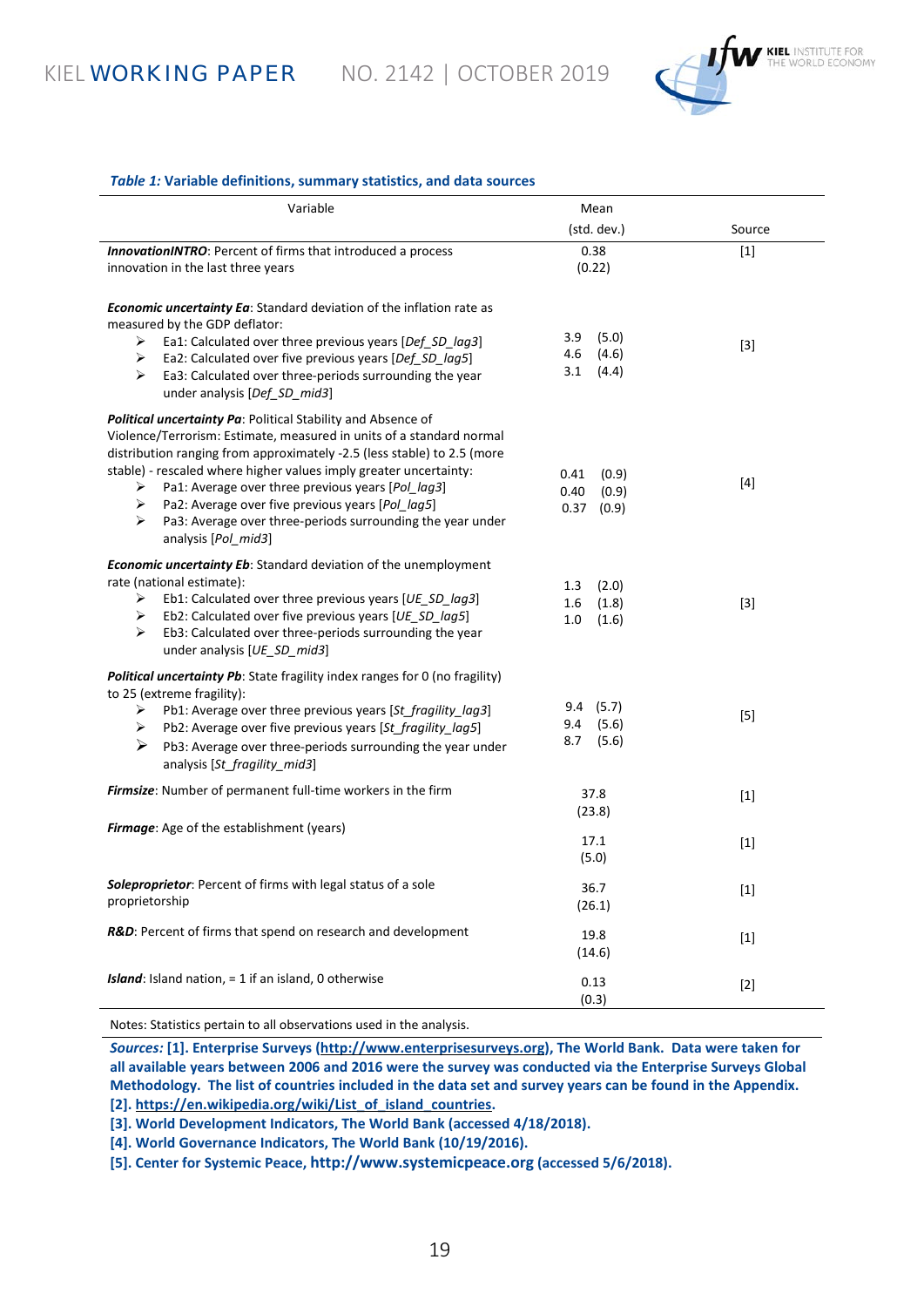***Table 1:*** **Variable definitions, summary statistics, and data sources**

| Variable | Mean (std. dev.) | Source |
|---|---|---|
| ***InnovationINTRO***: Percent of firms that introduced a process innovation in the last three years | 0.38 (0.22) | [1] |
| ***Economic uncertainty Ea***: Standard deviation of the inflation rate as measured by the GDP deflator: | | [3] |
| ➢ Ea1: Calculated over three previous years [*Def_SD_lag3*] | 3.9 (5.0) | |
| ➢ Ea2: Calculated over five previous years [*Def_SD_lag5*] | 4.6 (4.6) | |
| ➢ Ea3: Calculated over three-periods surrounding the year under analysis [*Def_SD_mid3*] | 3.1 (4.4) | |
| ***Political uncertainty Pa***: Political Stability and Absence of Violence/Terrorism: Estimate, measured in units of a standard normal distribution ranging from approximately -2.5 (less stable) to 2.5 (more stable) - rescaled where higher values imply greater uncertainty: | | [4] |
| ➢ Pa1: Average over three previous years [*Pol_lag3*] | 0.41 (0.9) | |
| ➢ Pa2: Average over five previous years [*Pol_lag5*] | 0.40 (0.9) | |
| ➢ Pa3: Average over three-periods surrounding the year under analysis [*Pol_mid3*] | 0.37 (0.9) | |
| ***Economic uncertainty Eb***: Standard deviation of the unemployment rate (national estimate): | | [3] |
| ➢ Eb1: Calculated over three previous years [*UE_SD_lag3*] | 1.3 (2.0) | |
| ➢ Eb2: Calculated over five previous years [*UE_SD_lag5*] | 1.6 (1.8) | |
| ➢ Eb3: Calculated over three-periods surrounding the year under analysis [*UE_SD_mid3*] | 1.0 (1.6) | |
| ***Political uncertainty Pb***: State fragility index ranges for 0 (no fragility) to 25 (extreme fragility): | | [5] |
| ➢ Pb1: Average over three previous years [*St_fragility_lag3*] | 9.4 (5.7) | |
| ➢ Pb2: Average over five previous years [*St_fragility_lag5*] | 9.4 (5.6) | |
| ➢ Pb3: Average over three-periods surrounding the year under analysis [*St_fragility_mid3*] | 8.7 (5.6) | |
| ***Firmsize***: Number of permanent full-time workers in the firm | 37.8 (23.8) | [1] |
| ***Firmage***: Age of the establishment (years) | 17.1 (5.0) | [1] |
| ***Soleproprietor***: Percent of firms with legal status of a sole proprietorship | 36.7 (26.1) | [1] |
| ***R&D***: Percent of firms that spend on research and development | 19.8 (14.6) | [1] |
| ***Island***: Island nation, = 1 if an island, 0 otherwise | 0.13 (0.3) | [2] |

Notes: Statistics pertain to all observations used in the analysis.

***Sources:*** **[1]. Enterprise Surveys (http://www.enterprisesurveys.org), The World Bank. Data were taken for all available years between 2006 and 2016 were the survey was conducted via the Enterprise Surveys Global Methodology. The list of countries included in the data set and survey years can be found in the Appendix.**
**[2]. https://en.wikipedia.org/wiki/List_of_island_countries.**
**[3]. World Development Indicators, The World Bank (accessed 4/18/2018).**
**[4]. World Governance Indicators, The World Bank (10/19/2016).**
**[5]. Center for Systemic Peace, http://www.systemicpeace.org (accessed 5/6/2018).**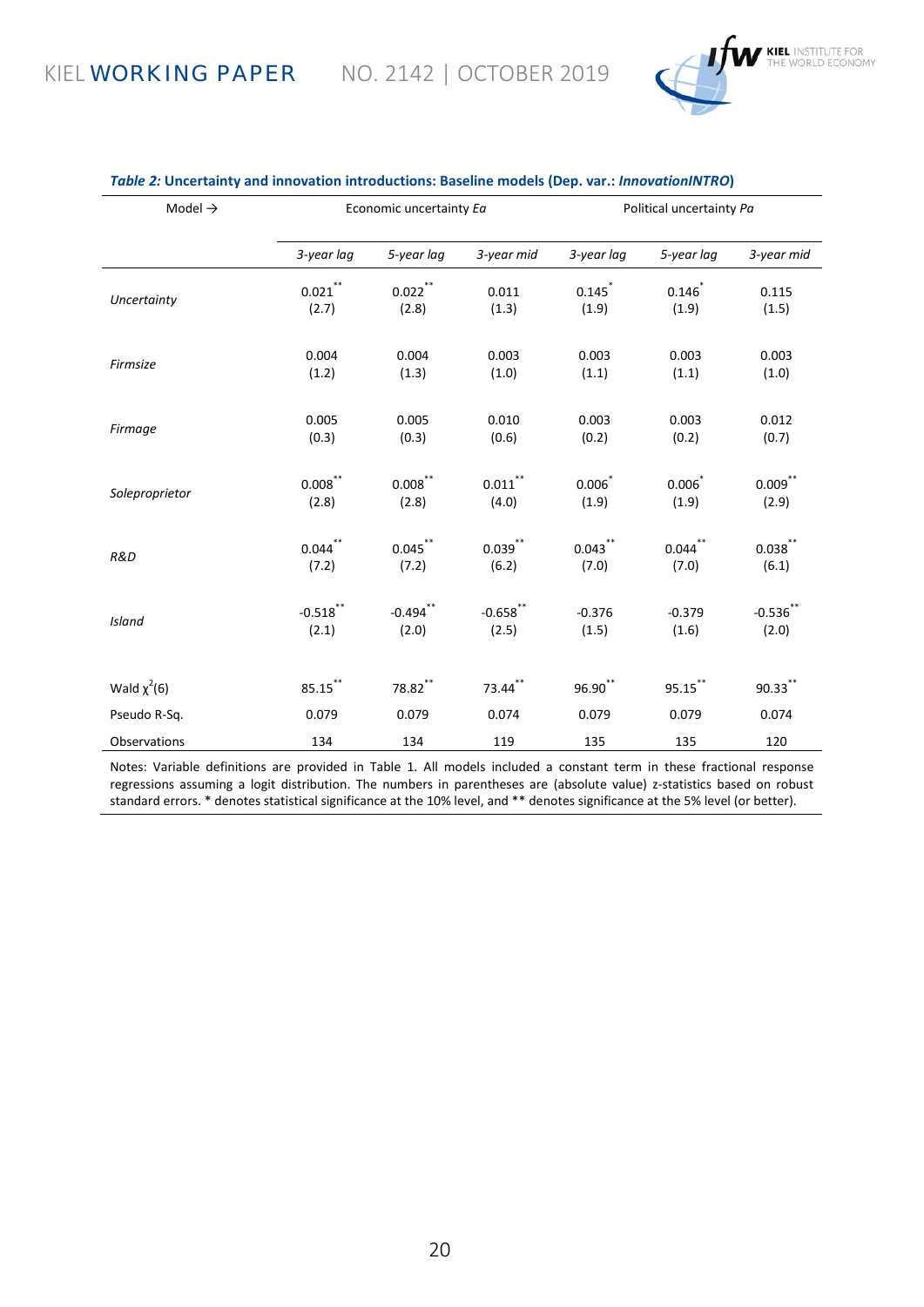***Table 2:* Uncertainty and innovation introductions: Baseline models (Dep. var.: *InnovationINTRO*)**

| Model → | Economic uncertainty *Ea* | | | Political uncertainty *Pa* | | |
|---|---|---|---|---|---|---|
| | *3-year lag* | *5-year lag* | *3-year mid* | *3-year lag* | *5-year lag* | *3-year mid* |
| *Uncertainty* | 0.021** (2.7) | 0.022** (2.8) | 0.011 (1.3) | 0.145* (1.9) | 0.146* (1.9) | 0.115 (1.5) |
| *Firmsize* | 0.004 (1.2) | 0.004 (1.3) | 0.003 (1.0) | 0.003 (1.1) | 0.003 (1.1) | 0.003 (1.0) |
| *Firmage* | 0.005 (0.3) | 0.005 (0.3) | 0.010 (0.6) | 0.003 (0.2) | 0.003 (0.2) | 0.012 (0.7) |
| *Soleproprietor* | 0.008** (2.8) | 0.008** (2.8) | 0.011** (4.0) | 0.006* (1.9) | 0.006* (1.9) | 0.009** (2.9) |
| *R&D* | 0.044** (7.2) | 0.045** (7.2) | 0.039** (6.2) | 0.043** (7.0) | 0.044** (7.0) | 0.038** (6.1) |
| *Island* | -0.518** (2.1) | -0.494** (2.0) | -0.658** (2.5) | -0.376 (1.5) | -0.379 (1.6) | -0.536** (2.0) |
| Wald $\chi^2(6)$ | 85.15** | 78.82** | 73.44** | 96.90** | 95.15** | 90.33** |
| Pseudo R-Sq. | 0.079 | 0.079 | 0.074 | 0.079 | 0.079 | 0.074 |
| Observations | 134 | 134 | 119 | 135 | 135 | 120 |

Notes: Variable definitions are provided in Table 1. All models included a constant term in these fractional response regressions assuming a logit distribution. The numbers in parentheses are (absolute value) z-statistics based on robust standard errors. * denotes statistical significance at the 10% level, and ** denotes significance at the 5% level (or better).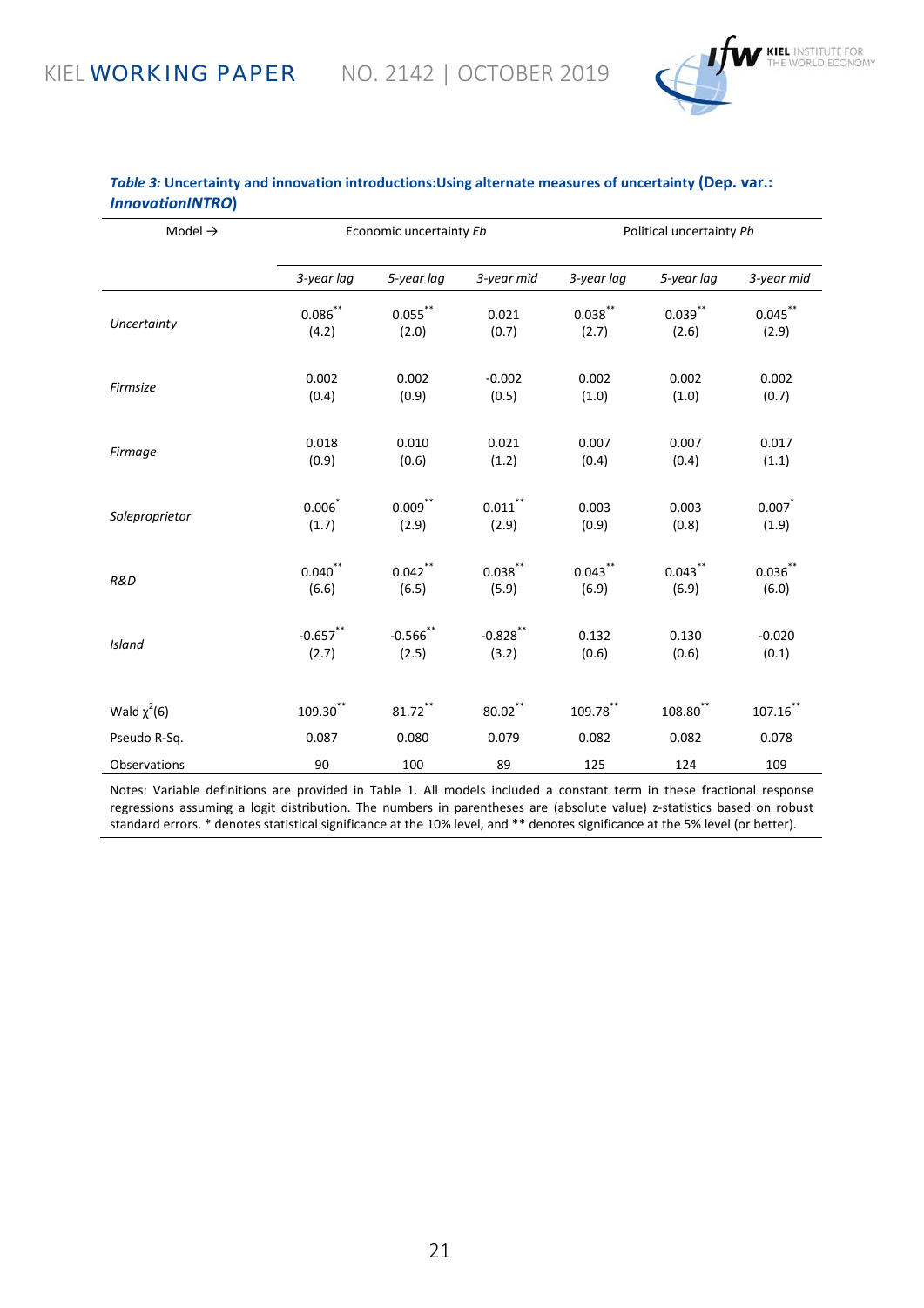***Table 3:* Uncertainty and innovation introductions:Using alternate measures of uncertainty (Dep. var.: *InnovationINTRO*)**

| Model → | Economic uncertainty *Eb* | | | Political uncertainty *Pb* | | |
|---|---|---|---|---|---|---|
| | *3-year lag* | *5-year lag* | *3-year mid* | *3-year lag* | *5-year lag* | *3-year mid* |
| *Uncertainty* | 0.086** (4.2) | 0.055** (2.0) | 0.021 (0.7) | 0.038** (2.7) | 0.039** (2.6) | 0.045** (2.9) |
| *Firmsize* | 0.002 (0.4) | 0.002 (0.9) | -0.002 (0.5) | 0.002 (1.0) | 0.002 (1.0) | 0.002 (0.7) |
| *Firmage* | 0.018 (0.9) | 0.010 (0.6) | 0.021 (1.2) | 0.007 (0.4) | 0.007 (0.4) | 0.017 (1.1) |
| *Soleproprietor* | 0.006* (1.7) | 0.009** (2.9) | 0.011** (2.9) | 0.003 (0.9) | 0.003 (0.8) | 0.007* (1.9) |
| *R&D* | 0.040** (6.6) | 0.042** (6.5) | 0.038** (5.9) | 0.043** (6.9) | 0.043** (6.9) | 0.036** (6.0) |
| *Island* | -0.657** (2.7) | -0.566** (2.5) | -0.828** (3.2) | 0.132 (0.6) | 0.130 (0.6) | -0.020 (0.1) |
| Wald $\chi^2(6)$ | 109.30** | 81.72** | 80.02** | 109.78** | 108.80** | 107.16** |
| Pseudo R-Sq. | 0.087 | 0.080 | 0.079 | 0.082 | 0.082 | 0.078 |
| Observations | 90 | 100 | 89 | 125 | 124 | 109 |

Notes: Variable definitions are provided in Table 1. All models included a constant term in these fractional response regressions assuming a logit distribution. The numbers in parentheses are (absolute value) z-statistics based on robust standard errors. * denotes statistical significance at the 10% level, and ** denotes significance at the 5% level (or better).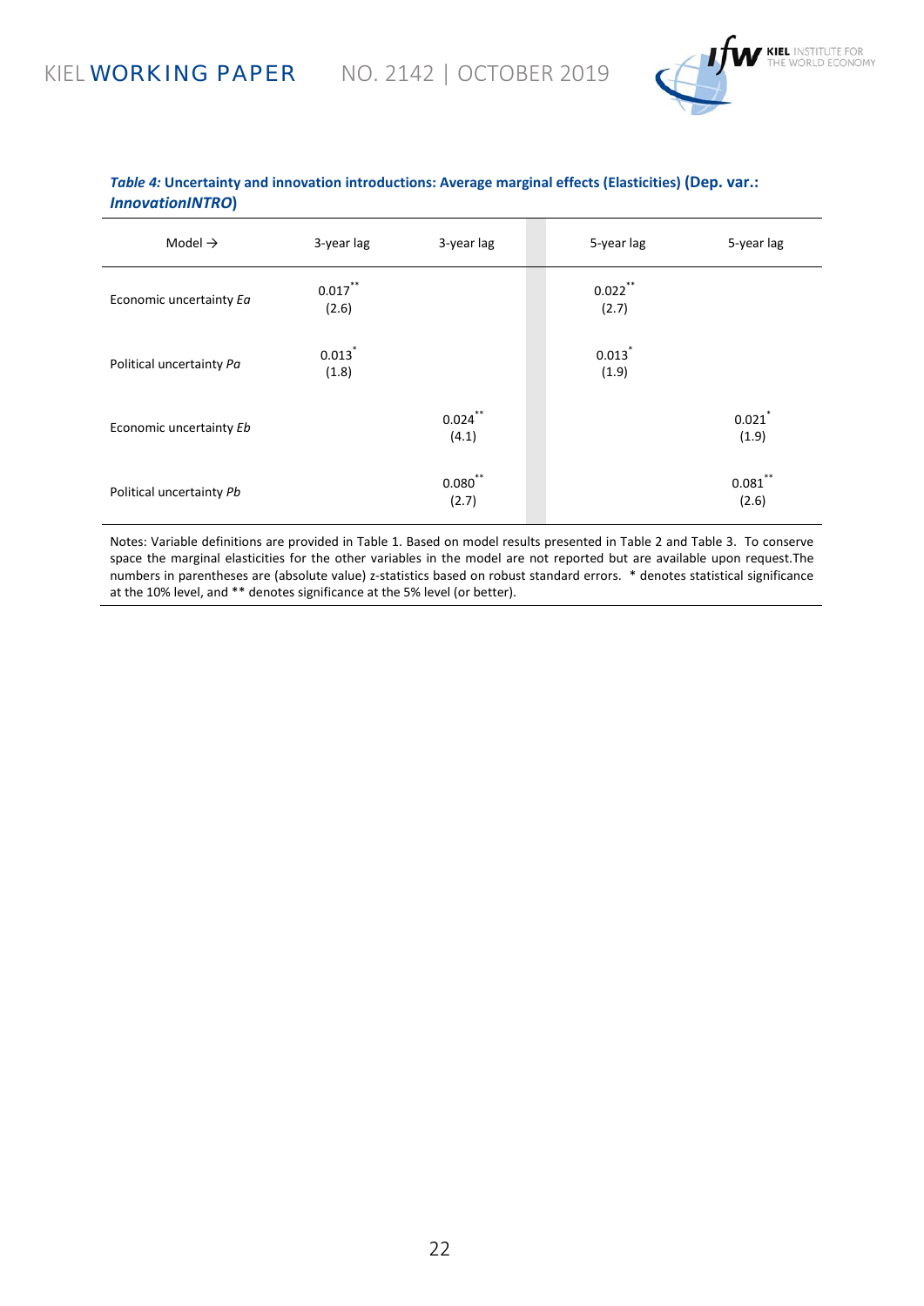***Table 4:* Uncertainty and innovation introductions: Average marginal effects (Elasticities) (Dep. var.: *InnovationINTRO*)**

| Model → | 3-year lag | 3-year lag | 5-year lag | 5-year lag |
|---|---|---|---|---|
| Economic uncertainty *Ea* | 0.017** (2.6) | | 0.022** (2.7) | |
| Political uncertainty *Pa* | 0.013* (1.8) | | 0.013* (1.9) | |
| Economic uncertainty *Eb* | | 0.024** (4.1) | | 0.021* (1.9) |
| Political uncertainty *Pb* | | 0.080** (2.7) | | 0.081** (2.6) |

Notes: Variable definitions are provided in Table 1. Based on model results presented in Table 2 and Table 3. To conserve space the marginal elasticities for the other variables in the model are not reported but are available upon request.The numbers in parentheses are (absolute value) z-statistics based on robust standard errors. * denotes statistical significance at the 10% level, and ** denotes significance at the 5% level (or better).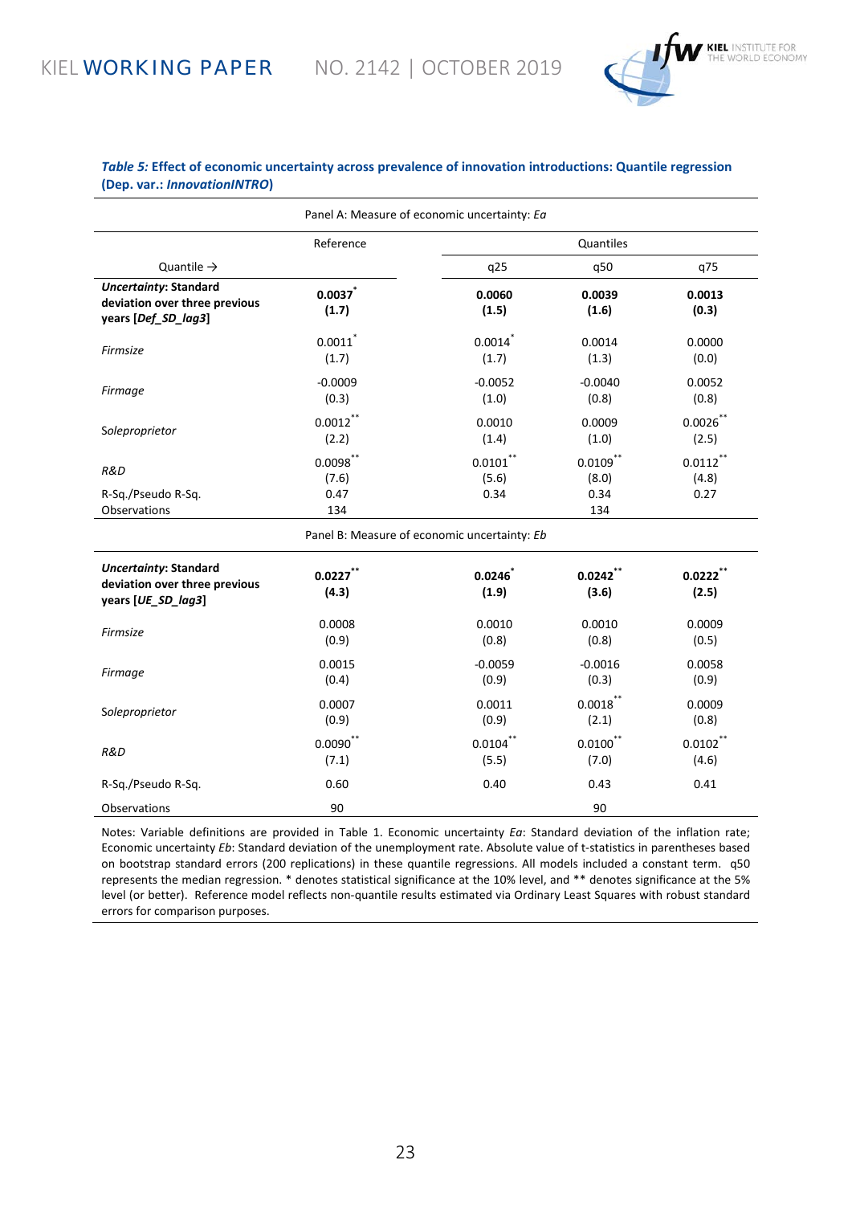***Table 5:* Effect of economic uncertainty across prevalence of innovation introductions: Quantile regression (Dep. var.: *InnovationINTRO*)**

| Panel A: Measure of economic uncertainty: *Ea* | | | | |
|---|---|---|---|---|
| | Reference | Quantiles | | |
| Quantile → | | q25 | q50 | q75 |
| ***Uncertainty*: Standard deviation over three previous years [*Def_SD_lag3*]** | **0.0037*** <br> **(1.7)** | **0.0060** <br> **(1.5)** | **0.0039** <br> **(1.6)** | **0.0013** <br> **(0.3)** |
| *Firmsize* | 0.0011* <br> (1.7) | 0.0014* <br> (1.7) | 0.0014 <br> (1.3) | 0.0000 <br> (0.0) |
| *Firmage* | -0.0009 <br> (0.3) | -0.0052 <br> (1.0) | -0.0040 <br> (0.8) | 0.0052 <br> (0.8) |
| Soleproprietor | 0.0012** <br> (2.2) | 0.0010 <br> (1.4) | 0.0009 <br> (1.0) | 0.0026** <br> (2.5) |
| *R&D* | 0.0098** <br> (7.6) | 0.0101** <br> (5.6) | 0.0109** <br> (8.0) | 0.0112** <br> (4.8) |
| R-Sq./Pseudo R-Sq. | 0.47 | 0.34 | 0.34 | 0.27 |
| Observations | 134 | | 134 | |
| **Panel B: Measure of economic uncertainty: *Eb*** | | | | |
| ***Uncertainty*: Standard deviation over three previous years [*UE_SD_lag3*]** | **0.0227**** <br> **(4.3)** | **0.0246*** <br> **(1.9)** | **0.0242**** <br> **(3.6)** | **0.0222**** <br> **(2.5)** |
| *Firmsize* | 0.0008 <br> (0.9) | 0.0010 <br> (0.8) | 0.0010 <br> (0.8) | 0.0009 <br> (0.5) |
| *Firmage* | 0.0015 <br> (0.4) | -0.0059 <br> (0.9) | -0.0016 <br> (0.3) | 0.0058 <br> (0.9) |
| Soleproprietor | 0.0007 <br> (0.9) | 0.0011 <br> (0.9) | 0.0018** <br> (2.1) | 0.0009 <br> (0.8) |
| *R&D* | 0.0090** <br> (7.1) | 0.0104** <br> (5.5) | 0.0100** <br> (7.0) | 0.0102** <br> (4.6) |
| R-Sq./Pseudo R-Sq. | 0.60 | 0.40 | 0.43 | 0.41 |
| Observations | 90 | | 90 | |

Notes: Variable definitions are provided in Table 1. Economic uncertainty *Ea*: Standard deviation of the inflation rate; Economic uncertainty *Eb*: Standard deviation of the unemployment rate. Absolute value of t-statistics in parentheses based on bootstrap standard errors (200 replications) in these quantile regressions. All models included a constant term. q50 represents the median regression. * denotes statistical significance at the 10% level, and ** denotes significance at the 5% level (or better). Reference model reflects non-quantile results estimated via Ordinary Least Squares with robust standard errors for comparison purposes.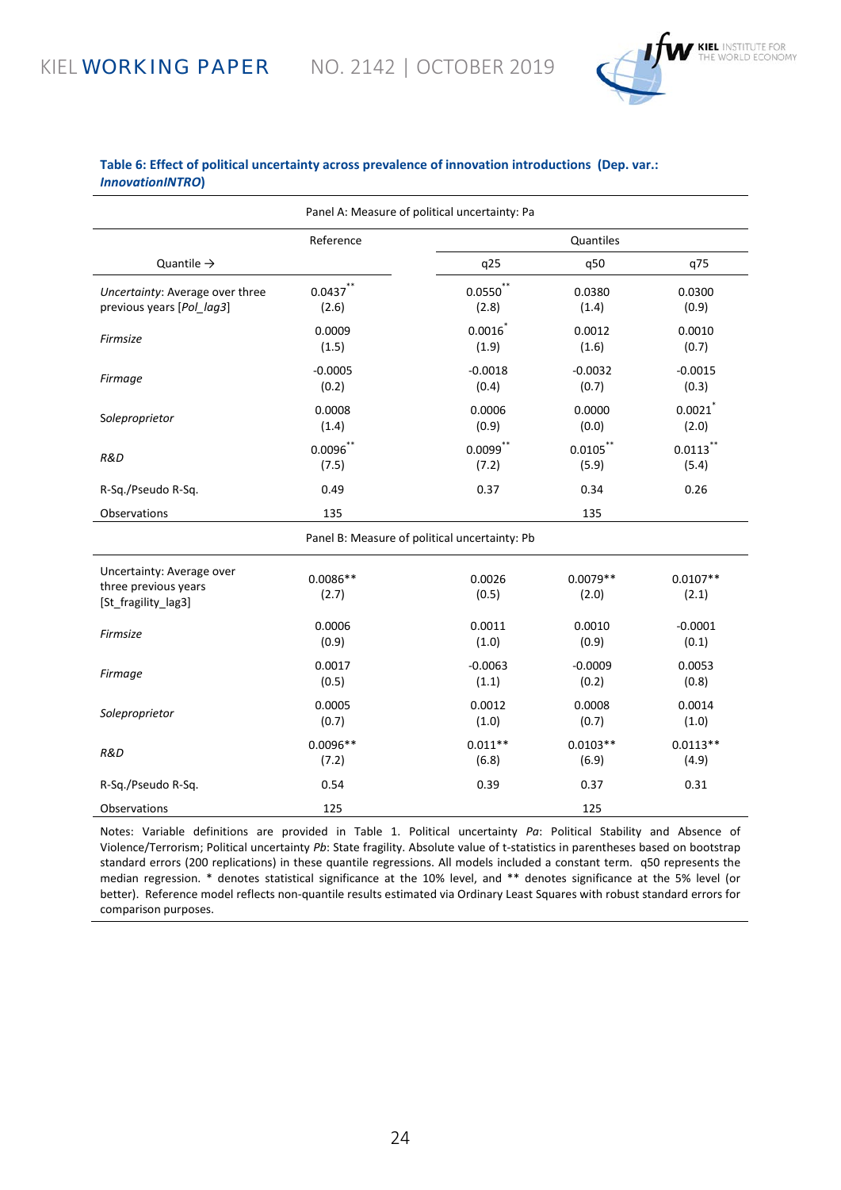**Table 6: Effect of political uncertainty across prevalence of innovation introductions (Dep. var.: *InnovationINTRO*)**

| | Reference | Quantiles | | |
|---|---|---|---|---|
| **Panel A: Measure of political uncertainty: Pa** | | | | |
| Quantile → | | q25 | q50 | q75 |
| *Uncertainty*: Average over three previous years [*Pol_lag3*] | 0.0437** (2.6) | 0.0550** (2.8) | 0.0380 (1.4) | 0.0300 (0.9) |
| *Firmsize* | 0.0009 (1.5) | 0.0016* (1.9) | 0.0012 (1.6) | 0.0010 (0.7) |
| *Firmage* | -0.0005 (0.2) | -0.0018 (0.4) | -0.0032 (0.7) | -0.0015 (0.3) |
| Soleproprietor | 0.0008 (1.4) | 0.0006 (0.9) | 0.0000 (0.0) | 0.0021* (2.0) |
| *R&D* | 0.0096** (7.5) | 0.0099** (7.2) | 0.0105** (5.9) | 0.0113** (5.4) |
| R-Sq./Pseudo R-Sq. | 0.49 | 0.37 | 0.34 | 0.26 |
| Observations | 135 | | 135 | |
| **Panel B: Measure of political uncertainty: Pb** | | | | |
| Uncertainty: Average over three previous years [St_fragility_lag3] | 0.0086** (2.7) | 0.0026 (0.5) | 0.0079** (2.0) | 0.0107** (2.1) |
| *Firmsize* | 0.0006 (0.9) | 0.0011 (1.0) | 0.0010 (0.9) | -0.0001 (0.1) |
| *Firmage* | 0.0017 (0.5) | -0.0063 (1.1) | -0.0009 (0.2) | 0.0053 (0.8) |
| *Soleproprietor* | 0.0005 (0.7) | 0.0012 (1.0) | 0.0008 (0.7) | 0.0014 (1.0) |
| *R&D* | 0.0096** (7.2) | 0.011** (6.8) | 0.0103** (6.9) | 0.0113** (4.9) |
| R-Sq./Pseudo R-Sq. | 0.54 | 0.39 | 0.37 | 0.31 |
| Observations | 125 | | 125 | |

Notes: Variable definitions are provided in Table 1. Political uncertainty *Pa*: Political Stability and Absence of Violence/Terrorism; Political uncertainty *Pb*: State fragility. Absolute value of t-statistics in parentheses based on bootstrap standard errors (200 replications) in these quantile regressions. All models included a constant term. q50 represents the median regression. * denotes statistical significance at the 10% level, and ** denotes significance at the 5% level (or better). Reference model reflects non-quantile results estimated via Ordinary Least Squares with robust standard errors for comparison purposes.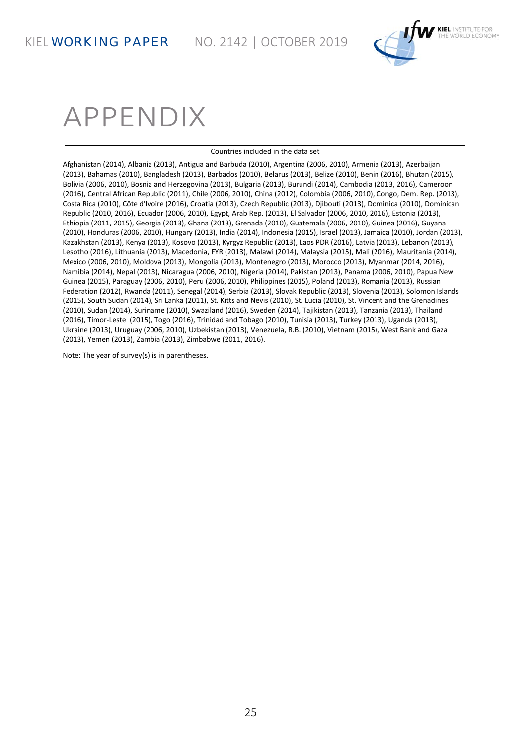# APPENDIX

| Countries included in the data set |
|---|
| Afghanistan (2014), Albania (2013), Antigua and Barbuda (2010), Argentina (2006, 2010), Armenia (2013), Azerbaijan (2013), Bahamas (2010), Bangladesh (2013), Barbados (2010), Belarus (2013), Belize (2010), Benin (2016), Bhutan (2015), Bolivia (2006, 2010), Bosnia and Herzegovina (2013), Bulgaria (2013), Burundi (2014), Cambodia (2013, 2016), Cameroon (2016), Central African Republic (2011), Chile (2006, 2010), China (2012), Colombia (2006, 2010), Congo, Dem. Rep. (2013), Costa Rica (2010), Côte d'Ivoire (2016), Croatia (2013), Czech Republic (2013), Djibouti (2013), Dominica (2010), Dominican Republic (2010, 2016), Ecuador (2006, 2010), Egypt, Arab Rep. (2013), El Salvador (2006, 2010, 2016), Estonia (2013), Ethiopia (2011, 2015), Georgia (2013), Ghana (2013), Grenada (2010), Guatemala (2006, 2010), Guinea (2016), Guyana (2010), Honduras (2006, 2010), Hungary (2013), India (2014), Indonesia (2015), Israel (2013), Jamaica (2010), Jordan (2013), Kazakhstan (2013), Kenya (2013), Kosovo (2013), Kyrgyz Republic (2013), Laos PDR (2016), Latvia (2013), Lebanon (2013), Lesotho (2016), Lithuania (2013), Macedonia, FYR (2013), Malawi (2014), Malaysia (2015), Mali (2016), Mauritania (2014), Mexico (2006, 2010), Moldova (2013), Mongolia (2013), Montenegro (2013), Morocco (2013), Myanmar (2014, 2016), Namibia (2014), Nepal (2013), Nicaragua (2006, 2010), Nigeria (2014), Pakistan (2013), Panama (2006, 2010), Papua New Guinea (2015), Paraguay (2006, 2010), Peru (2006, 2010), Philippines (2015), Poland (2013), Romania (2013), Russian Federation (2012), Rwanda (2011), Senegal (2014), Serbia (2013), Slovak Republic (2013), Slovenia (2013), Solomon Islands (2015), South Sudan (2014), Sri Lanka (2011), St. Kitts and Nevis (2010), St. Lucia (2010), St. Vincent and the Grenadines (2010), Sudan (2014), Suriname (2010), Swaziland (2016), Sweden (2014), Tajikistan (2013), Tanzania (2013), Thailand (2016), Timor-Leste (2015), Togo (2016), Trinidad and Tobago (2010), Tunisia (2013), Turkey (2013), Uganda (2013), Ukraine (2013), Uruguay (2006, 2010), Uzbekistan (2013), Venezuela, R.B. (2010), Vietnam (2015), West Bank and Gaza (2013), Yemen (2013), Zambia (2013), Zimbabwe (2011, 2016). |

Note: The year of survey(s) is in parentheses.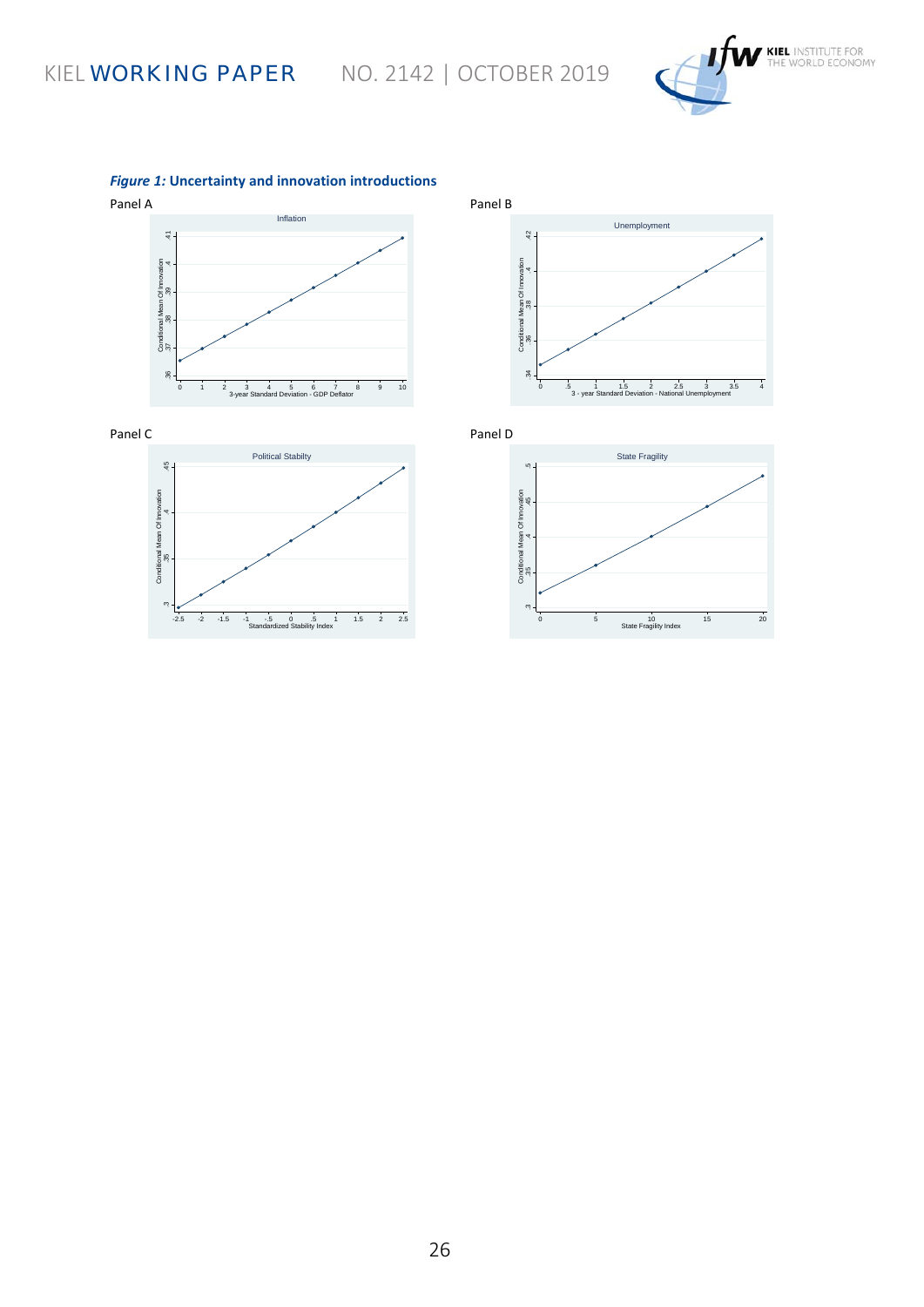***Figure 1:* Uncertainty and innovation introductions**

Panel A

Inflation

Conditional Mean Of Innovation

.36
.37
.38
.39
.4
.41

0 1 2 3 4 5 6 7 8 9 10

3-year Standard Deviation - GDP Deflator

Panel B

Unemployment

Conditional Mean Of Innovation

.34
.36
.38
.4
.42

0 .5 1 1.5 2 2.5 3 3.5 4

3 - year Standard Deviation - National Unemployment

Panel C

Political Stabilty

Conditional Mean Of Innovation

.3
.35
.4
.45

-2.5 -2 -1.5 -1 -.5 0 .5 1 1.5 2 2.5

Standardized Stability Index

Panel D

State Fragility

Conditional Mean Of Innovation

.3
.35
.4
.45
.5

0 5 10 15 20

State Fragility Index